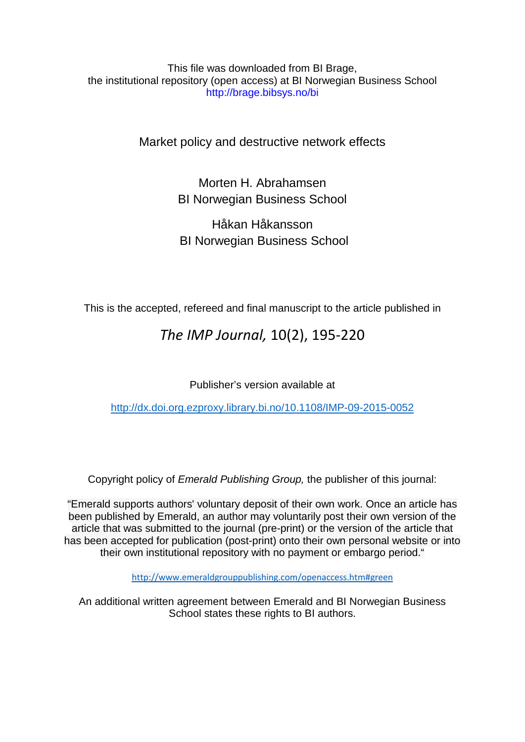This file was downloaded from BI Brage,
the institutional repository (open access) at BI Norwegian Business School
http://brage.bibsys.no/bi

# Market policy and destructive network effects

Morten H. Abrahamsen
BI Norwegian Business School

Håkan Håkansson
BI Norwegian Business School

This is the accepted, refereed and final manuscript to the article published in

*The IMP Journal,* 10(2), 195-220

Publisher's version available at

http://dx.doi.org.ezproxy.library.bi.no/10.1108/IMP-09-2015-0052

Copyright policy of *Emerald Publishing Group,* the publisher of this journal:

"Emerald supports authors' voluntary deposit of their own work. Once an article has been published by Emerald, an author may voluntarily post their own version of the article that was submitted to the journal (pre-print) or the version of the article that has been accepted for publication (post-print) onto their own personal website or into their own institutional repository with no payment or embargo period."

http://www.emeraldgrouppublishing.com/openaccess.htm#green

An additional written agreement between Emerald and BI Norwegian Business School states these rights to BI authors.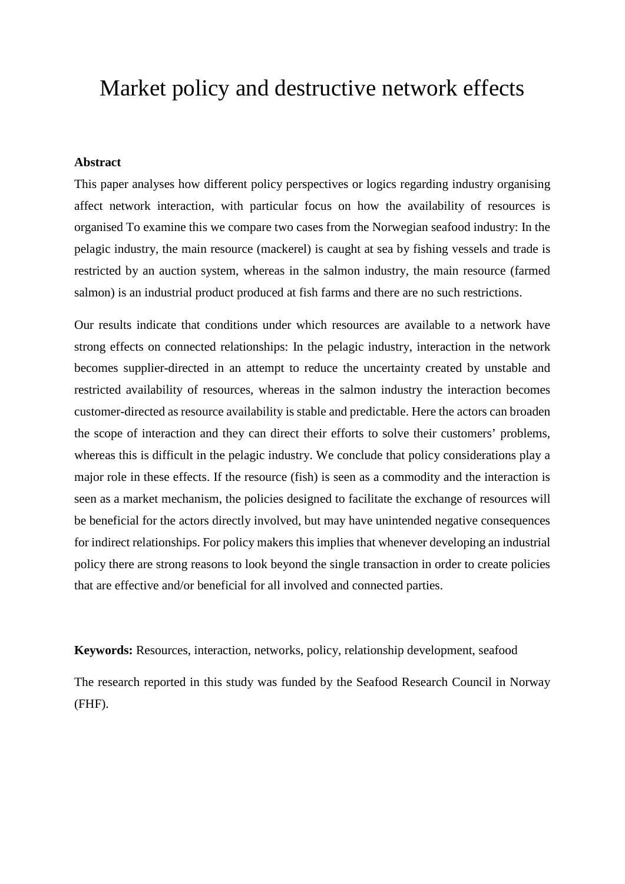# Market policy and destructive network effects

**Abstract**

This paper analyses how different policy perspectives or logics regarding industry organising affect network interaction, with particular focus on how the availability of resources is organised To examine this we compare two cases from the Norwegian seafood industry: In the pelagic industry, the main resource (mackerel) is caught at sea by fishing vessels and trade is restricted by an auction system, whereas in the salmon industry, the main resource (farmed salmon) is an industrial product produced at fish farms and there are no such restrictions.

Our results indicate that conditions under which resources are available to a network have strong effects on connected relationships: In the pelagic industry, interaction in the network becomes supplier-directed in an attempt to reduce the uncertainty created by unstable and restricted availability of resources, whereas in the salmon industry the interaction becomes customer-directed as resource availability is stable and predictable. Here the actors can broaden the scope of interaction and they can direct their efforts to solve their customers' problems, whereas this is difficult in the pelagic industry. We conclude that policy considerations play a major role in these effects. If the resource (fish) is seen as a commodity and the interaction is seen as a market mechanism, the policies designed to facilitate the exchange of resources will be beneficial for the actors directly involved, but may have unintended negative consequences for indirect relationships. For policy makers this implies that whenever developing an industrial policy there are strong reasons to look beyond the single transaction in order to create policies that are effective and/or beneficial for all involved and connected parties.

**Keywords:** Resources, interaction, networks, policy, relationship development, seafood

The research reported in this study was funded by the Seafood Research Council in Norway (FHF).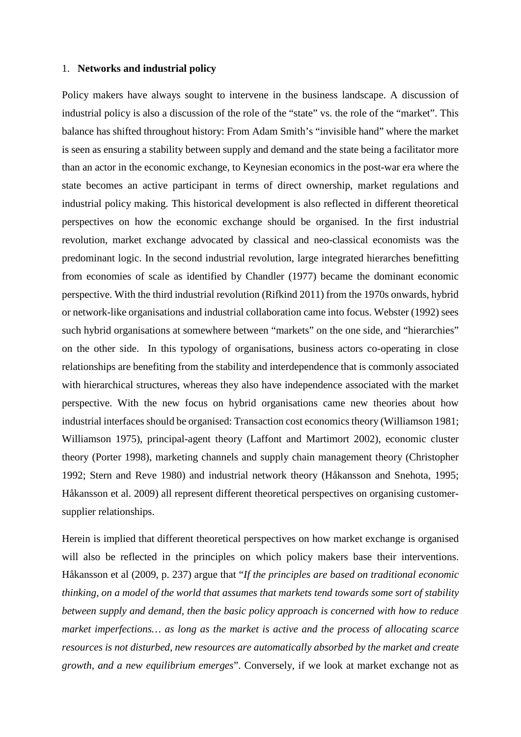## 1. **Networks and industrial policy**

Policy makers have always sought to intervene in the business landscape. A discussion of industrial policy is also a discussion of the role of the "state" vs. the role of the "market". This balance has shifted throughout history: From Adam Smith's "invisible hand" where the market is seen as ensuring a stability between supply and demand and the state being a facilitator more than an actor in the economic exchange, to Keynesian economics in the post-war era where the state becomes an active participant in terms of direct ownership, market regulations and industrial policy making. This historical development is also reflected in different theoretical perspectives on how the economic exchange should be organised. In the first industrial revolution, market exchange advocated by classical and neo-classical economists was the predominant logic. In the second industrial revolution, large integrated hierarches benefitting from economies of scale as identified by Chandler (1977) became the dominant economic perspective. With the third industrial revolution (Rifkind 2011) from the 1970s onwards, hybrid or network-like organisations and industrial collaboration came into focus. Webster (1992) sees such hybrid organisations at somewhere between "markets" on the one side, and "hierarchies" on the other side. In this typology of organisations, business actors co-operating in close relationships are benefiting from the stability and interdependence that is commonly associated with hierarchical structures, whereas they also have independence associated with the market perspective. With the new focus on hybrid organisations came new theories about how industrial interfaces should be organised: Transaction cost economics theory (Williamson 1981; Williamson 1975), principal-agent theory (Laffont and Martimort 2002), economic cluster theory (Porter 1998), marketing channels and supply chain management theory (Christopher 1992; Stern and Reve 1980) and industrial network theory (Håkansson and Snehota, 1995; Håkansson et al. 2009) all represent different theoretical perspectives on organising customer-supplier relationships.

Herein is implied that different theoretical perspectives on how market exchange is organised will also be reflected in the principles on which policy makers base their interventions. Håkansson et al (2009, p. 237) argue that "*If the principles are based on traditional economic thinking, on a model of the world that assumes that markets tend towards some sort of stability between supply and demand, then the basic policy approach is concerned with how to reduce market imperfections… as long as the market is active and the process of allocating scarce resources is not disturbed, new resources are automatically absorbed by the market and create growth, and a new equilibrium emerges*". Conversely, if we look at market exchange not as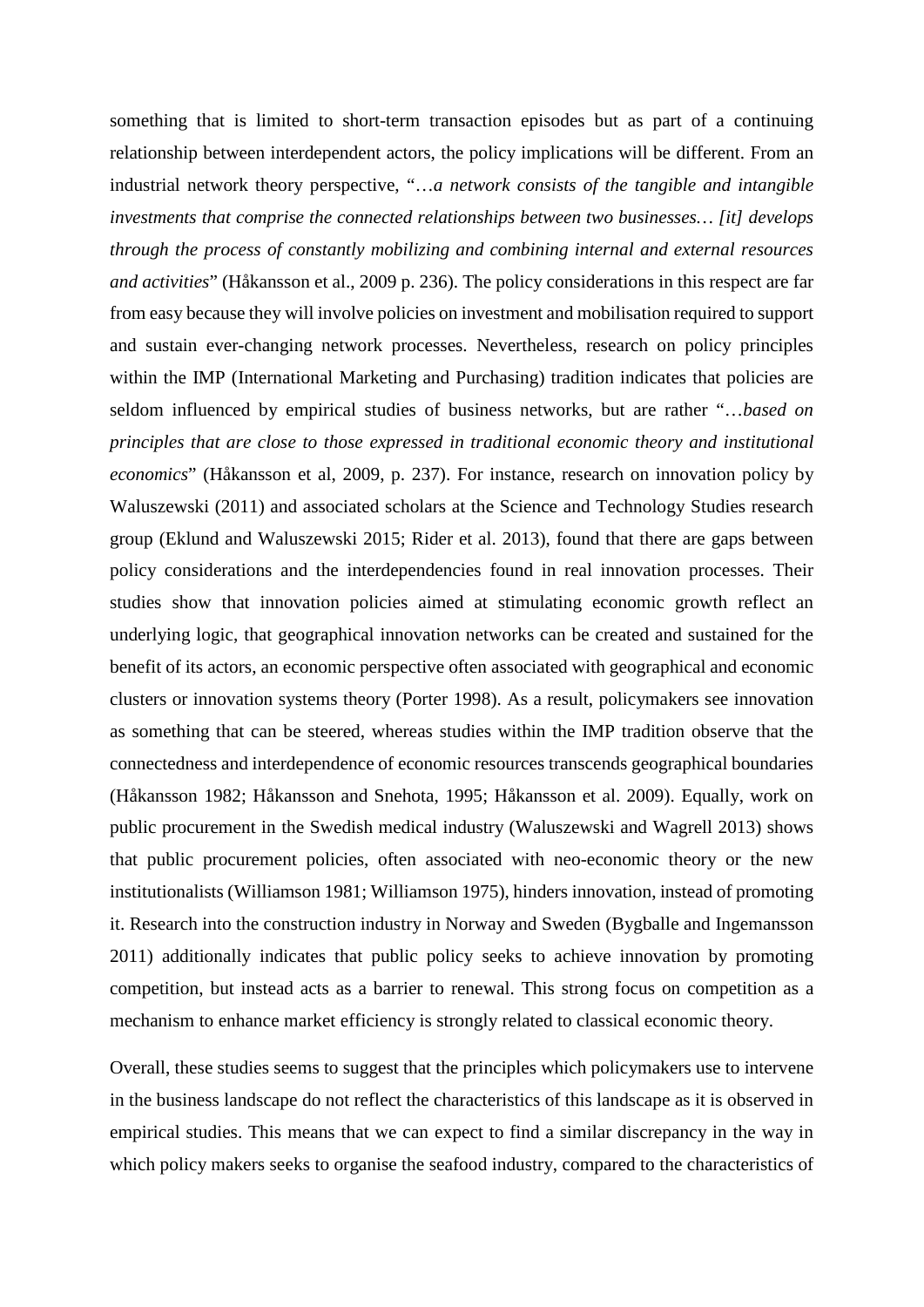something that is limited to short-term transaction episodes but as part of a continuing relationship between interdependent actors, the policy implications will be different. From an industrial network theory perspective, "*…a network consists of the tangible and intangible investments that comprise the connected relationships between two businesses… [it] develops through the process of constantly mobilizing and combining internal and external resources and activities*" (Håkansson et al., 2009 p. 236). The policy considerations in this respect are far from easy because they will involve policies on investment and mobilisation required to support and sustain ever-changing network processes. Nevertheless, research on policy principles within the IMP (International Marketing and Purchasing) tradition indicates that policies are seldom influenced by empirical studies of business networks, but are rather "*…based on principles that are close to those expressed in traditional economic theory and institutional economics*" (Håkansson et al, 2009, p. 237). For instance, research on innovation policy by Waluszewski (2011) and associated scholars at the Science and Technology Studies research group (Eklund and Waluszewski 2015; Rider et al. 2013), found that there are gaps between policy considerations and the interdependencies found in real innovation processes. Their studies show that innovation policies aimed at stimulating economic growth reflect an underlying logic, that geographical innovation networks can be created and sustained for the benefit of its actors, an economic perspective often associated with geographical and economic clusters or innovation systems theory (Porter 1998). As a result, policymakers see innovation as something that can be steered, whereas studies within the IMP tradition observe that the connectedness and interdependence of economic resources transcends geographical boundaries (Håkansson 1982; Håkansson and Snehota, 1995; Håkansson et al. 2009). Equally, work on public procurement in the Swedish medical industry (Waluszewski and Wagrell 2013) shows that public procurement policies, often associated with neo-economic theory or the new institutionalists (Williamson 1981; Williamson 1975), hinders innovation, instead of promoting it. Research into the construction industry in Norway and Sweden (Bygballe and Ingemansson 2011) additionally indicates that public policy seeks to achieve innovation by promoting competition, but instead acts as a barrier to renewal. This strong focus on competition as a mechanism to enhance market efficiency is strongly related to classical economic theory.

Overall, these studies seems to suggest that the principles which policymakers use to intervene in the business landscape do not reflect the characteristics of this landscape as it is observed in empirical studies. This means that we can expect to find a similar discrepancy in the way in which policy makers seeks to organise the seafood industry, compared to the characteristics of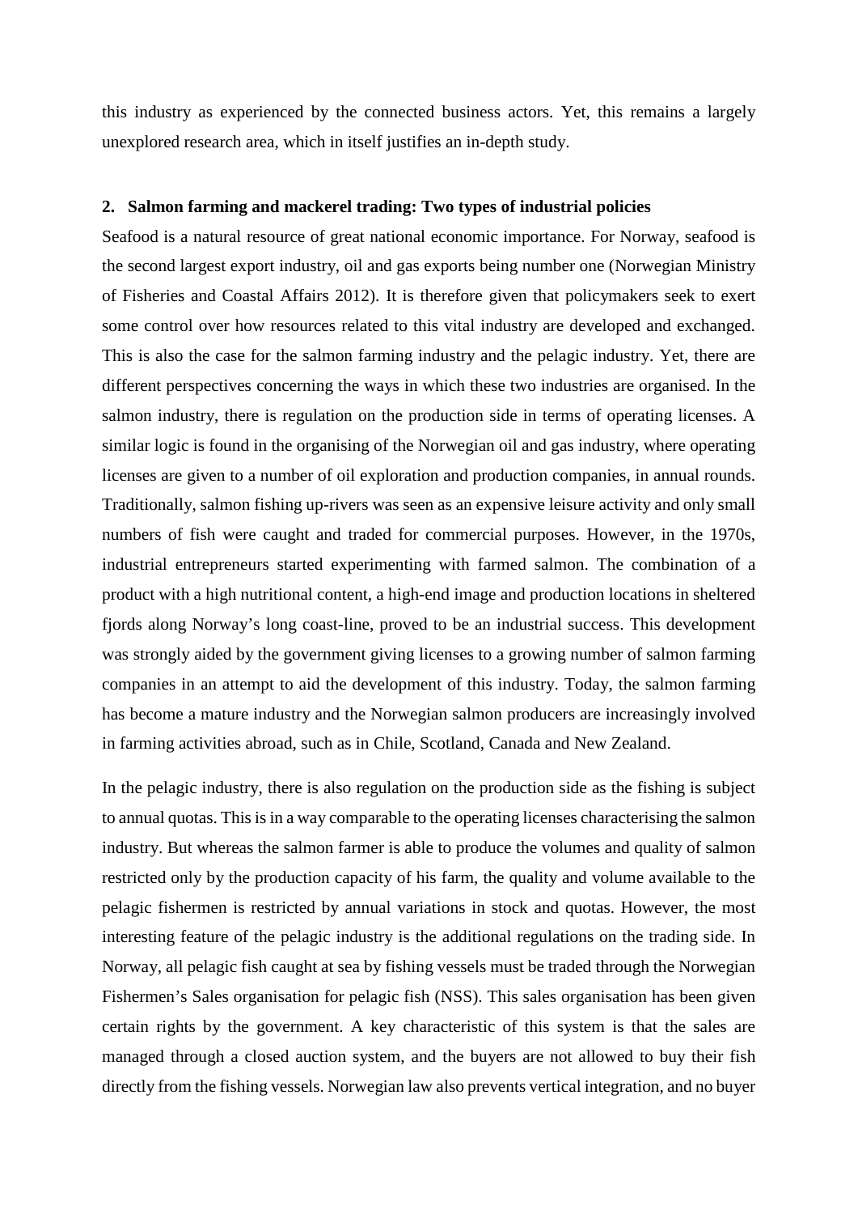this industry as experienced by the connected business actors. Yet, this remains a largely unexplored research area, which in itself justifies an in-depth study.

## 2. Salmon farming and mackerel trading: Two types of industrial policies

Seafood is a natural resource of great national economic importance. For Norway, seafood is the second largest export industry, oil and gas exports being number one (Norwegian Ministry of Fisheries and Coastal Affairs 2012). It is therefore given that policymakers seek to exert some control over how resources related to this vital industry are developed and exchanged. This is also the case for the salmon farming industry and the pelagic industry. Yet, there are different perspectives concerning the ways in which these two industries are organised. In the salmon industry, there is regulation on the production side in terms of operating licenses. A similar logic is found in the organising of the Norwegian oil and gas industry, where operating licenses are given to a number of oil exploration and production companies, in annual rounds. Traditionally, salmon fishing up-rivers was seen as an expensive leisure activity and only small numbers of fish were caught and traded for commercial purposes. However, in the 1970s, industrial entrepreneurs started experimenting with farmed salmon. The combination of a product with a high nutritional content, a high-end image and production locations in sheltered fjords along Norway's long coast-line, proved to be an industrial success. This development was strongly aided by the government giving licenses to a growing number of salmon farming companies in an attempt to aid the development of this industry. Today, the salmon farming has become a mature industry and the Norwegian salmon producers are increasingly involved in farming activities abroad, such as in Chile, Scotland, Canada and New Zealand.

In the pelagic industry, there is also regulation on the production side as the fishing is subject to annual quotas. This is in a way comparable to the operating licenses characterising the salmon industry. But whereas the salmon farmer is able to produce the volumes and quality of salmon restricted only by the production capacity of his farm, the quality and volume available to the pelagic fishermen is restricted by annual variations in stock and quotas. However, the most interesting feature of the pelagic industry is the additional regulations on the trading side. In Norway, all pelagic fish caught at sea by fishing vessels must be traded through the Norwegian Fishermen's Sales organisation for pelagic fish (NSS). This sales organisation has been given certain rights by the government. A key characteristic of this system is that the sales are managed through a closed auction system, and the buyers are not allowed to buy their fish directly from the fishing vessels. Norwegian law also prevents vertical integration, and no buyer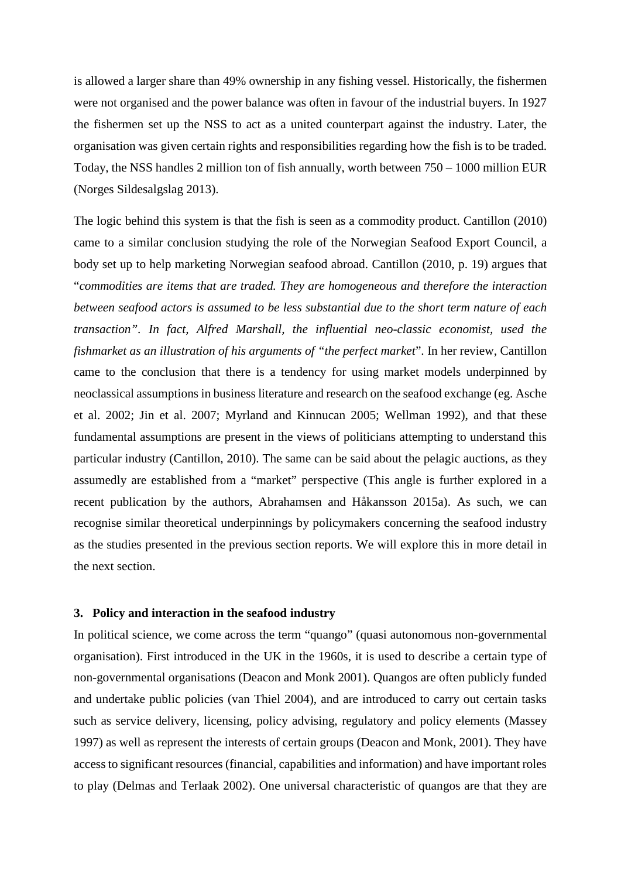is allowed a larger share than 49% ownership in any fishing vessel. Historically, the fishermen were not organised and the power balance was often in favour of the industrial buyers. In 1927 the fishermen set up the NSS to act as a united counterpart against the industry. Later, the organisation was given certain rights and responsibilities regarding how the fish is to be traded. Today, the NSS handles 2 million ton of fish annually, worth between 750 – 1000 million EUR (Norges Sildesalgslag 2013).

The logic behind this system is that the fish is seen as a commodity product. Cantillon (2010) came to a similar conclusion studying the role of the Norwegian Seafood Export Council, a body set up to help marketing Norwegian seafood abroad. Cantillon (2010, p. 19) argues that "*commodities are items that are traded. They are homogeneous and therefore the interaction between seafood actors is assumed to be less substantial due to the short term nature of each transaction". In fact, Alfred Marshall, the influential neo-classic economist, used the fishmarket as an illustration of his arguments of "the perfect market*". In her review, Cantillon came to the conclusion that there is a tendency for using market models underpinned by neoclassical assumptions in business literature and research on the seafood exchange (eg. Asche et al. 2002; Jin et al. 2007; Myrland and Kinnucan 2005; Wellman 1992), and that these fundamental assumptions are present in the views of politicians attempting to understand this particular industry (Cantillon, 2010). The same can be said about the pelagic auctions, as they assumedly are established from a "market" perspective (This angle is further explored in a recent publication by the authors, Abrahamsen and Håkansson 2015a). As such, we can recognise similar theoretical underpinnings by policymakers concerning the seafood industry as the studies presented in the previous section reports. We will explore this in more detail in the next section.

## 3. Policy and interaction in the seafood industry

In political science, we come across the term "quango" (quasi autonomous non-governmental organisation). First introduced in the UK in the 1960s, it is used to describe a certain type of non-governmental organisations (Deacon and Monk 2001). Quangos are often publicly funded and undertake public policies (van Thiel 2004), and are introduced to carry out certain tasks such as service delivery, licensing, policy advising, regulatory and policy elements (Massey 1997) as well as represent the interests of certain groups (Deacon and Monk, 2001). They have access to significant resources (financial, capabilities and information) and have important roles to play (Delmas and Terlaak 2002). One universal characteristic of quangos are that they are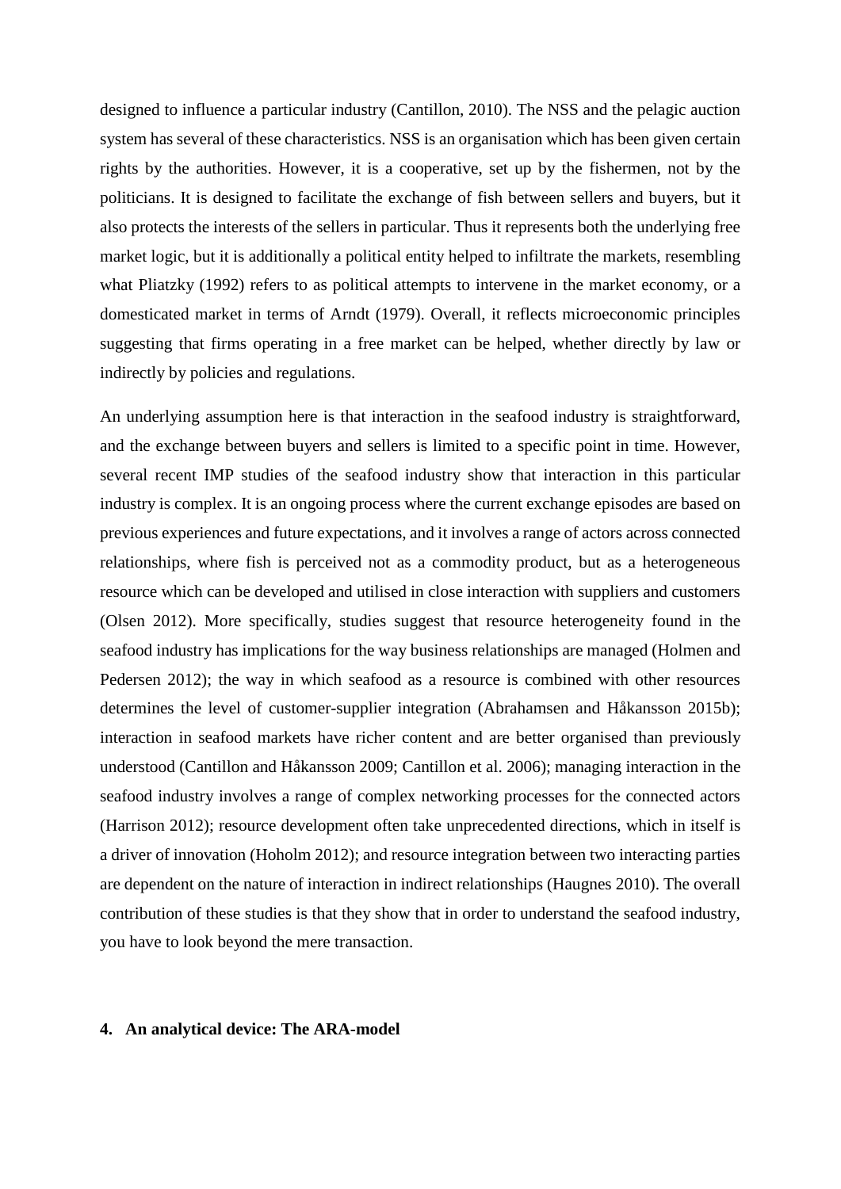designed to influence a particular industry (Cantillon, 2010). The NSS and the pelagic auction system has several of these characteristics. NSS is an organisation which has been given certain rights by the authorities. However, it is a cooperative, set up by the fishermen, not by the politicians. It is designed to facilitate the exchange of fish between sellers and buyers, but it also protects the interests of the sellers in particular. Thus it represents both the underlying free market logic, but it is additionally a political entity helped to infiltrate the markets, resembling what Pliatzky (1992) refers to as political attempts to intervene in the market economy, or a domesticated market in terms of Arndt (1979). Overall, it reflects microeconomic principles suggesting that firms operating in a free market can be helped, whether directly by law or indirectly by policies and regulations.

An underlying assumption here is that interaction in the seafood industry is straightforward, and the exchange between buyers and sellers is limited to a specific point in time. However, several recent IMP studies of the seafood industry show that interaction in this particular industry is complex. It is an ongoing process where the current exchange episodes are based on previous experiences and future expectations, and it involves a range of actors across connected relationships, where fish is perceived not as a commodity product, but as a heterogeneous resource which can be developed and utilised in close interaction with suppliers and customers (Olsen 2012). More specifically, studies suggest that resource heterogeneity found in the seafood industry has implications for the way business relationships are managed (Holmen and Pedersen 2012); the way in which seafood as a resource is combined with other resources determines the level of customer-supplier integration (Abrahamsen and Håkansson 2015b); interaction in seafood markets have richer content and are better organised than previously understood (Cantillon and Håkansson 2009; Cantillon et al. 2006); managing interaction in the seafood industry involves a range of complex networking processes for the connected actors (Harrison 2012); resource development often take unprecedented directions, which in itself is a driver of innovation (Hoholm 2012); and resource integration between two interacting parties are dependent on the nature of interaction in indirect relationships (Haugnes 2010). The overall contribution of these studies is that they show that in order to understand the seafood industry, you have to look beyond the mere transaction.

## 4. An analytical device: The ARA-model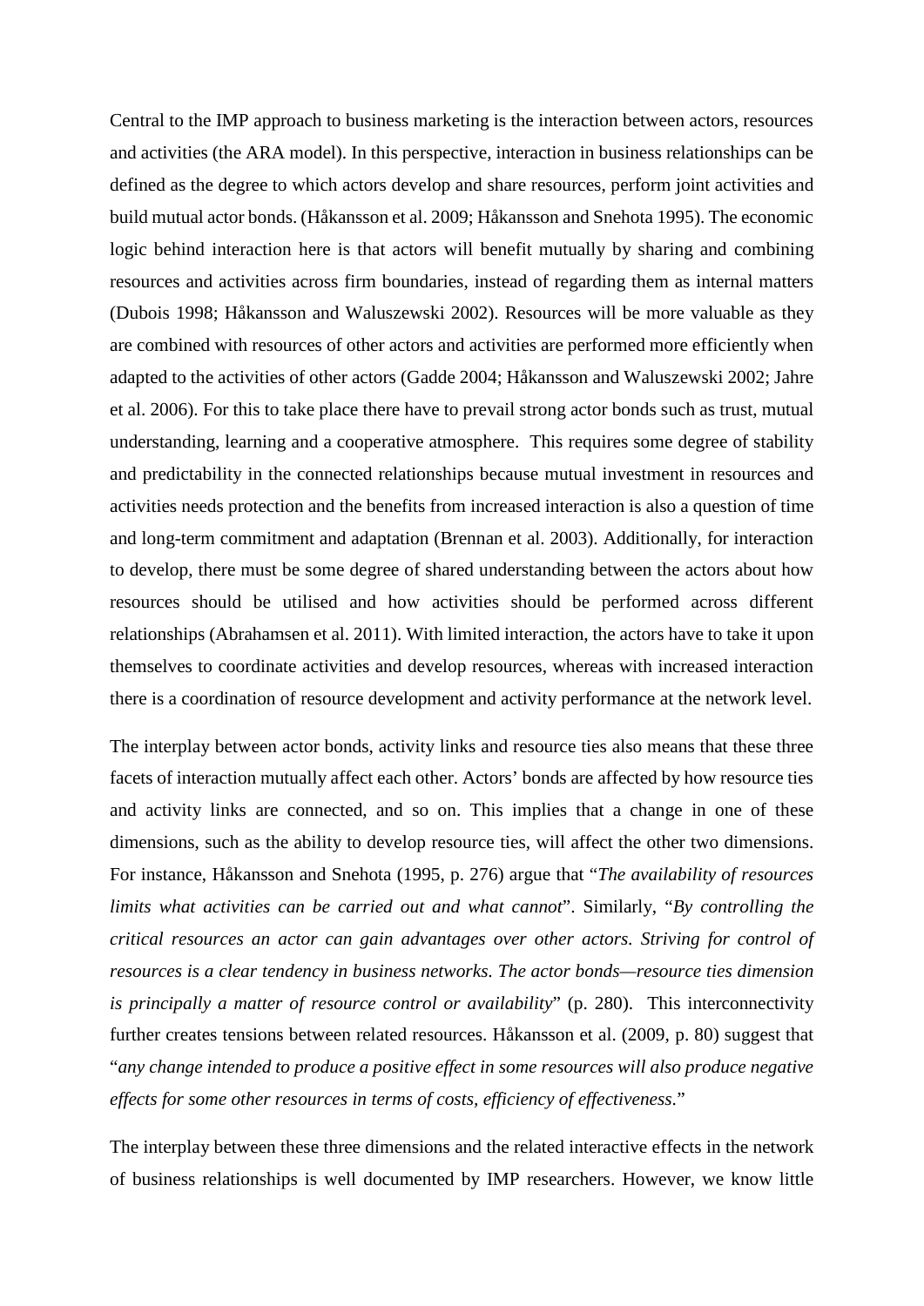Central to the IMP approach to business marketing is the interaction between actors, resources and activities (the ARA model). In this perspective, interaction in business relationships can be defined as the degree to which actors develop and share resources, perform joint activities and build mutual actor bonds. (Håkansson et al. 2009; Håkansson and Snehota 1995). The economic logic behind interaction here is that actors will benefit mutually by sharing and combining resources and activities across firm boundaries, instead of regarding them as internal matters (Dubois 1998; Håkansson and Waluszewski 2002). Resources will be more valuable as they are combined with resources of other actors and activities are performed more efficiently when adapted to the activities of other actors (Gadde 2004; Håkansson and Waluszewski 2002; Jahre et al. 2006). For this to take place there have to prevail strong actor bonds such as trust, mutual understanding, learning and a cooperative atmosphere. This requires some degree of stability and predictability in the connected relationships because mutual investment in resources and activities needs protection and the benefits from increased interaction is also a question of time and long-term commitment and adaptation (Brennan et al. 2003). Additionally, for interaction to develop, there must be some degree of shared understanding between the actors about how resources should be utilised and how activities should be performed across different relationships (Abrahamsen et al. 2011). With limited interaction, the actors have to take it upon themselves to coordinate activities and develop resources, whereas with increased interaction there is a coordination of resource development and activity performance at the network level.

The interplay between actor bonds, activity links and resource ties also means that these three facets of interaction mutually affect each other. Actors' bonds are affected by how resource ties and activity links are connected, and so on. This implies that a change in one of these dimensions, such as the ability to develop resource ties, will affect the other two dimensions. For instance, Håkansson and Snehota (1995, p. 276) argue that "*The availability of resources limits what activities can be carried out and what cannot*". Similarly, "*By controlling the critical resources an actor can gain advantages over other actors. Striving for control of resources is a clear tendency in business networks. The actor bonds—resource ties dimension is principally a matter of resource control or availability*" (p. 280). This interconnectivity further creates tensions between related resources. Håkansson et al. (2009, p. 80) suggest that "*any change intended to produce a positive effect in some resources will also produce negative effects for some other resources in terms of costs, efficiency of effectiveness*."

The interplay between these three dimensions and the related interactive effects in the network of business relationships is well documented by IMP researchers. However, we know little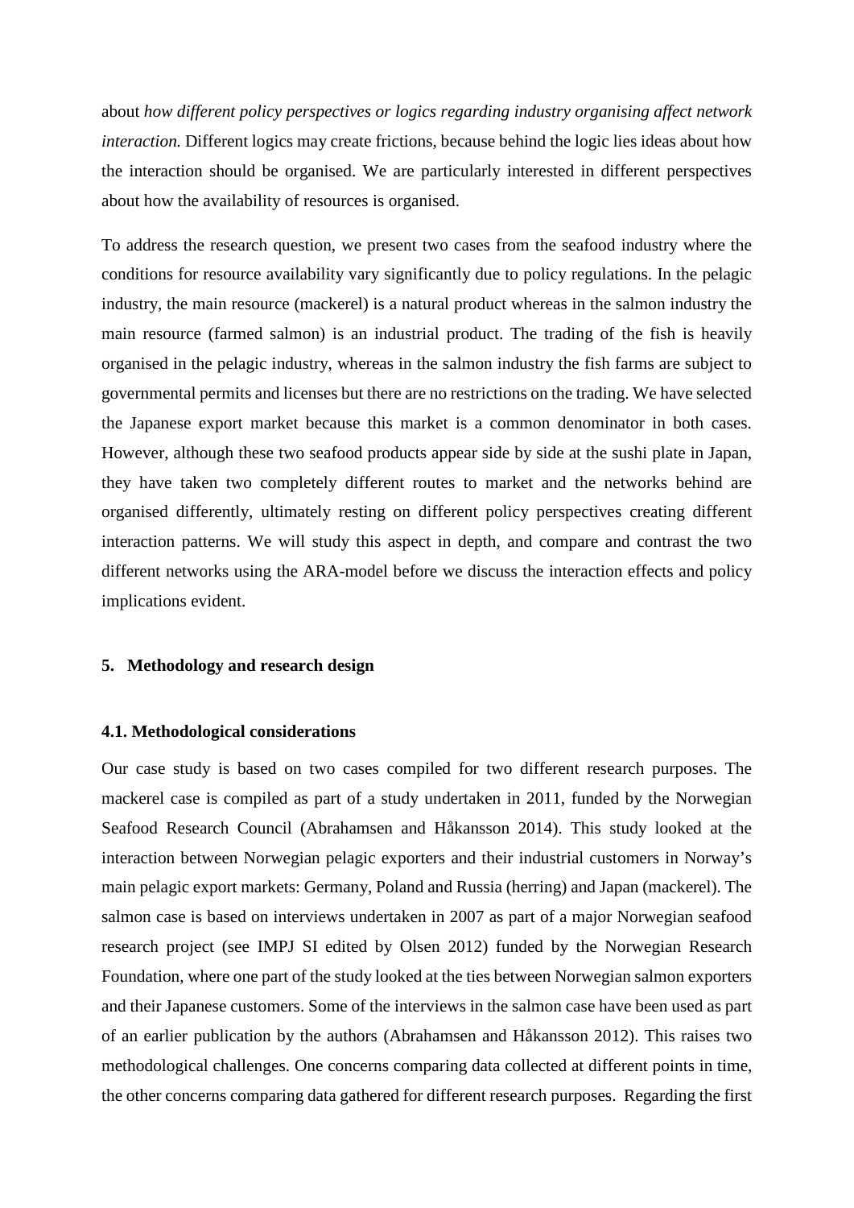about *how different policy perspectives or logics regarding industry organising affect network interaction.* Different logics may create frictions, because behind the logic lies ideas about how the interaction should be organised. We are particularly interested in different perspectives about how the availability of resources is organised.

To address the research question, we present two cases from the seafood industry where the conditions for resource availability vary significantly due to policy regulations. In the pelagic industry, the main resource (mackerel) is a natural product whereas in the salmon industry the main resource (farmed salmon) is an industrial product. The trading of the fish is heavily organised in the pelagic industry, whereas in the salmon industry the fish farms are subject to governmental permits and licenses but there are no restrictions on the trading. We have selected the Japanese export market because this market is a common denominator in both cases. However, although these two seafood products appear side by side at the sushi plate in Japan, they have taken two completely different routes to market and the networks behind are organised differently, ultimately resting on different policy perspectives creating different interaction patterns. We will study this aspect in depth, and compare and contrast the two different networks using the ARA-model before we discuss the interaction effects and policy implications evident.

## 5. Methodology and research design

### 4.1. Methodological considerations

Our case study is based on two cases compiled for two different research purposes. The mackerel case is compiled as part of a study undertaken in 2011, funded by the Norwegian Seafood Research Council (Abrahamsen and Håkansson 2014). This study looked at the interaction between Norwegian pelagic exporters and their industrial customers in Norway's main pelagic export markets: Germany, Poland and Russia (herring) and Japan (mackerel). The salmon case is based on interviews undertaken in 2007 as part of a major Norwegian seafood research project (see IMPJ SI edited by Olsen 2012) funded by the Norwegian Research Foundation, where one part of the study looked at the ties between Norwegian salmon exporters and their Japanese customers. Some of the interviews in the salmon case have been used as part of an earlier publication by the authors (Abrahamsen and Håkansson 2012). This raises two methodological challenges. One concerns comparing data collected at different points in time, the other concerns comparing data gathered for different research purposes. Regarding the first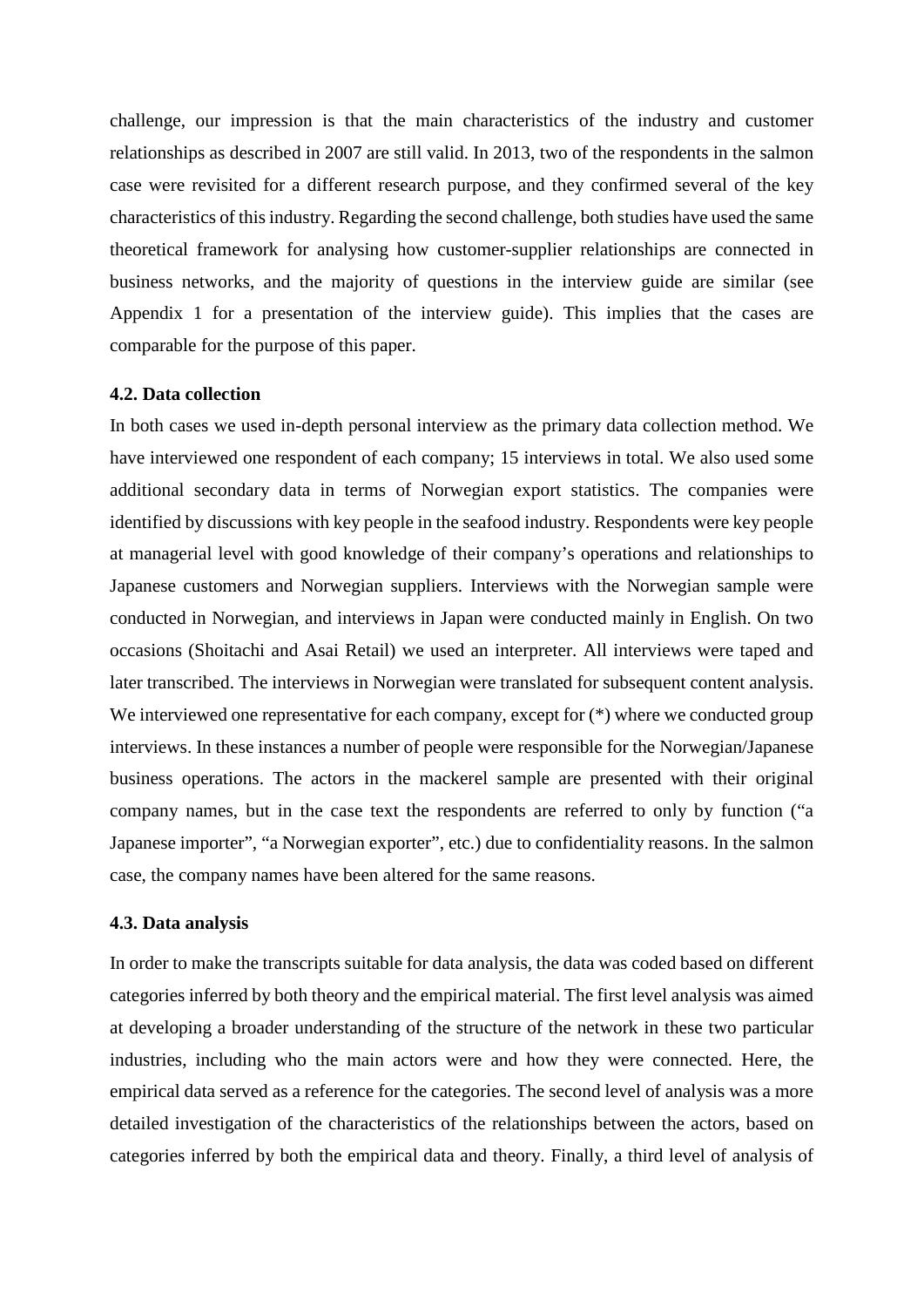challenge, our impression is that the main characteristics of the industry and customer relationships as described in 2007 are still valid. In 2013, two of the respondents in the salmon case were revisited for a different research purpose, and they confirmed several of the key characteristics of this industry. Regarding the second challenge, both studies have used the same theoretical framework for analysing how customer-supplier relationships are connected in business networks, and the majority of questions in the interview guide are similar (see Appendix 1 for a presentation of the interview guide). This implies that the cases are comparable for the purpose of this paper.

### 4.2. Data collection

In both cases we used in-depth personal interview as the primary data collection method. We have interviewed one respondent of each company; 15 interviews in total. We also used some additional secondary data in terms of Norwegian export statistics. The companies were identified by discussions with key people in the seafood industry. Respondents were key people at managerial level with good knowledge of their company's operations and relationships to Japanese customers and Norwegian suppliers. Interviews with the Norwegian sample were conducted in Norwegian, and interviews in Japan were conducted mainly in English. On two occasions (Shoitachi and Asai Retail) we used an interpreter. All interviews were taped and later transcribed. The interviews in Norwegian were translated for subsequent content analysis. We interviewed one representative for each company, except for (*) where we conducted group interviews. In these instances a number of people were responsible for the Norwegian/Japanese business operations. The actors in the mackerel sample are presented with their original company names, but in the case text the respondents are referred to only by function ("a Japanese importer", "a Norwegian exporter", etc.) due to confidentiality reasons. In the salmon case, the company names have been altered for the same reasons.

### 4.3. Data analysis

In order to make the transcripts suitable for data analysis, the data was coded based on different categories inferred by both theory and the empirical material. The first level analysis was aimed at developing a broader understanding of the structure of the network in these two particular industries, including who the main actors were and how they were connected. Here, the empirical data served as a reference for the categories. The second level of analysis was a more detailed investigation of the characteristics of the relationships between the actors, based on categories inferred by both the empirical data and theory. Finally, a third level of analysis of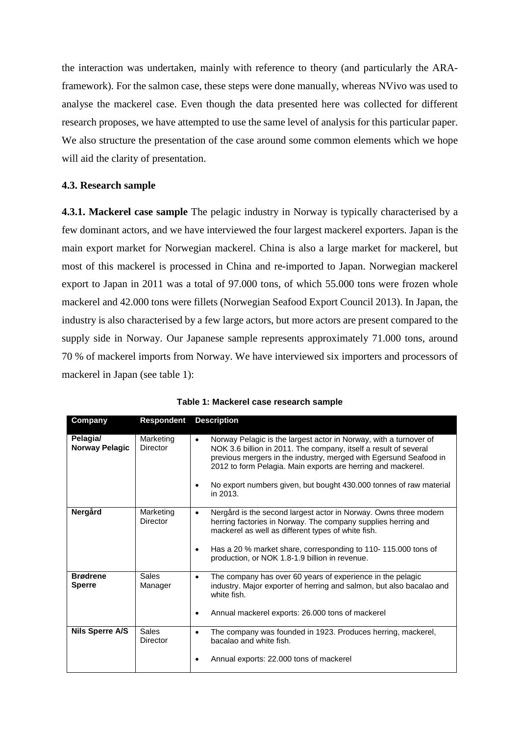the interaction was undertaken, mainly with reference to theory (and particularly the ARA-framework). For the salmon case, these steps were done manually, whereas NVivo was used to analyse the mackerel case. Even though the data presented here was collected for different research proposes, we have attempted to use the same level of analysis for this particular paper. We also structure the presentation of the case around some common elements which we hope will aid the clarity of presentation.

### 4.3. Research sample

**4.3.1. Mackerel case sample** The pelagic industry in Norway is typically characterised by a few dominant actors, and we have interviewed the four largest mackerel exporters. Japan is the main export market for Norwegian mackerel. China is also a large market for mackerel, but most of this mackerel is processed in China and re-imported to Japan. Norwegian mackerel export to Japan in 2011 was a total of 97.000 tons, of which 55.000 tons were frozen whole mackerel and 42.000 tons were fillets (Norwegian Seafood Export Council 2013). In Japan, the industry is also characterised by a few large actors, but more actors are present compared to the supply side in Norway. Our Japanese sample represents approximately 71.000 tons, around 70 % of mackerel imports from Norway. We have interviewed six importers and processors of mackerel in Japan (see table 1):

**Table 1: Mackerel case research sample**

| Company | Respondent | Description |
|---|---|---|
| **Pelagia/ Norway Pelagic** | Marketing Director | • Norway Pelagic is the largest actor in Norway, with a turnover of NOK 3.6 billion in 2011. The company, itself a result of several previous mergers in the industry, merged with Egersund Seafood in 2012 to form Pelagia. Main exports are herring and mackerel.<br>• No export numbers given, but bought 430.000 tonnes of raw material in 2013. |
| **Nergård** | Marketing Director | • Nergård is the second largest actor in Norway. Owns three modern herring factories in Norway. The company supplies herring and mackerel as well as different types of white fish.<br>• Has a 20 % market share, corresponding to 110- 115.000 tons of production, or NOK 1.8-1.9 billion in revenue. |
| **Brødrene Sperre** | Sales Manager | • The company has over 60 years of experience in the pelagic industry. Major exporter of herring and salmon, but also bacalao and white fish.<br>• Annual mackerel exports: 26.000 tons of mackerel |
| **Nils Sperre A/S** | Sales Director | • The company was founded in 1923. Produces herring, mackerel, bacalao and white fish.<br>• Annual exports: 22.000 tons of mackerel |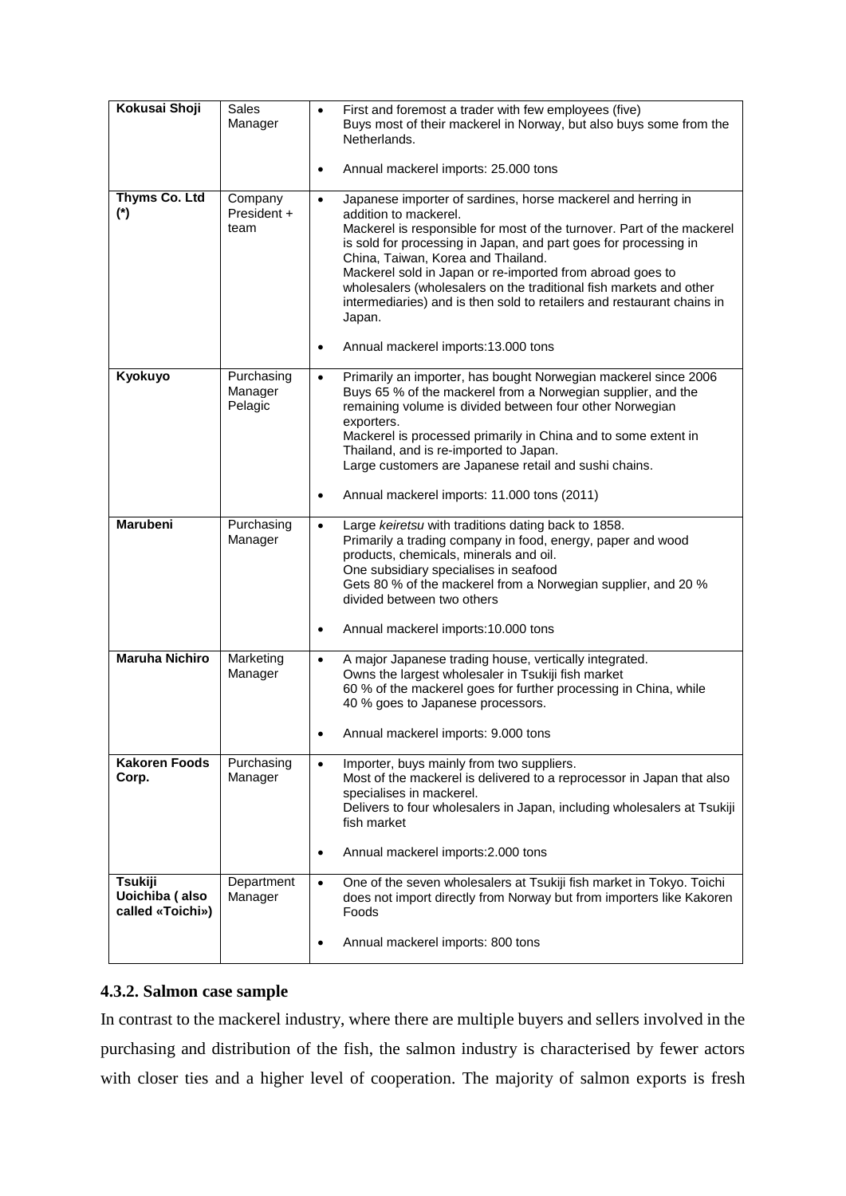| | | |
|---|---|---|
| **Kokusai Shoji** | Sales Manager | • First and foremost a trader with few employees (five) Buys most of their mackerel in Norway, but also buys some from the Netherlands.<br><br>• Annual mackerel imports: 25.000 tons |
| **Thyms Co. Ltd (*)** | Company President + team | • Japanese importer of sardines, horse mackerel and herring in addition to mackerel. Mackerel is responsible for most of the turnover. Part of the mackerel is sold for processing in Japan, and part goes for processing in China, Taiwan, Korea and Thailand. Mackerel sold in Japan or re-imported from abroad goes to wholesalers (wholesalers on the traditional fish markets and other intermediaries) and is then sold to retailers and restaurant chains in Japan.<br><br>• Annual mackerel imports:13.000 tons |
| **Kyokuyo** | Purchasing Manager Pelagic | • Primarily an importer, has bought Norwegian mackerel since 2006 Buys 65 % of the mackerel from a Norwegian supplier, and the remaining volume is divided between four other Norwegian exporters. Mackerel is processed primarily in China and to some extent in Thailand, and is re-imported to Japan. Large customers are Japanese retail and sushi chains.<br><br>• Annual mackerel imports: 11.000 tons (2011) |
| **Marubeni** | Purchasing Manager | • Large *keiretsu* with traditions dating back to 1858. Primarily a trading company in food, energy, paper and wood products, chemicals, minerals and oil. One subsidiary specialises in seafood Gets 80 % of the mackerel from a Norwegian supplier, and 20 % divided between two others<br><br>• Annual mackerel imports:10.000 tons |
| **Maruha Nichiro** | Marketing Manager | • A major Japanese trading house, vertically integrated. Owns the largest wholesaler in Tsukiji fish market 60 % of the mackerel goes for further processing in China, while 40 % goes to Japanese processors.<br><br>• Annual mackerel imports: 9.000 tons |
| **Kakoren Foods Corp.** | Purchasing Manager | • Importer, buys mainly from two suppliers. Most of the mackerel is delivered to a reprocessor in Japan that also specialises in mackerel. Delivers to four wholesalers in Japan, including wholesalers at Tsukiji fish market<br><br>• Annual mackerel imports:2.000 tons |
| **Tsukiji Uoichiba ( also called «Toichi»)** | Department Manager | • One of the seven wholesalers at Tsukiji fish market in Tokyo. Toichi does not import directly from Norway but from importers like Kakoren Foods<br><br>• Annual mackerel imports: 800 tons |

### 4.3.2. Salmon case sample

In contrast to the mackerel industry, where there are multiple buyers and sellers involved in the purchasing and distribution of the fish, the salmon industry is characterised by fewer actors with closer ties and a higher level of cooperation. The majority of salmon exports is fresh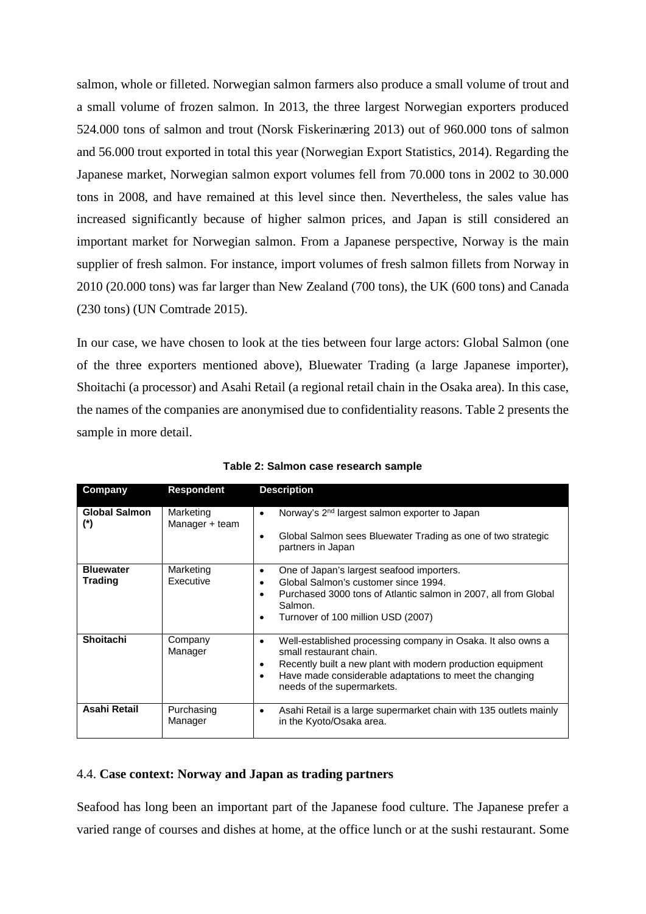salmon, whole or filleted. Norwegian salmon farmers also produce a small volume of trout and a small volume of frozen salmon. In 2013, the three largest Norwegian exporters produced 524.000 tons of salmon and trout (Norsk Fiskerinæring 2013) out of 960.000 tons of salmon and 56.000 trout exported in total this year (Norwegian Export Statistics, 2014). Regarding the Japanese market, Norwegian salmon export volumes fell from 70.000 tons in 2002 to 30.000 tons in 2008, and have remained at this level since then. Nevertheless, the sales value has increased significantly because of higher salmon prices, and Japan is still considered an important market for Norwegian salmon. From a Japanese perspective, Norway is the main supplier of fresh salmon. For instance, import volumes of fresh salmon fillets from Norway in 2010 (20.000 tons) was far larger than New Zealand (700 tons), the UK (600 tons) and Canada (230 tons) (UN Comtrade 2015).

In our case, we have chosen to look at the ties between four large actors: Global Salmon (one of the three exporters mentioned above), Bluewater Trading (a large Japanese importer), Shoitachi (a processor) and Asahi Retail (a regional retail chain in the Osaka area). In this case, the names of the companies are anonymised due to confidentiality reasons. Table 2 presents the sample in more detail.

**Table 2: Salmon case research sample**

| Company | Respondent | Description |
|---|---|---|
| **Global Salmon (*)** | Marketing Manager + team | • Norway's 2nd largest salmon exporter to Japan<br>• Global Salmon sees Bluewater Trading as one of two strategic partners in Japan |
| **Bluewater Trading** | Marketing Executive | • One of Japan's largest seafood importers.<br>• Global Salmon's customer since 1994.<br>• Purchased 3000 tons of Atlantic salmon in 2007, all from Global Salmon.<br>• Turnover of 100 million USD (2007) |
| **Shoitachi** | Company Manager | • Well-established processing company in Osaka. It also owns a small restaurant chain.<br>• Recently built a new plant with modern production equipment<br>• Have made considerable adaptations to meet the changing needs of the supermarkets. |
| **Asahi Retail** | Purchasing Manager | • Asahi Retail is a large supermarket chain with 135 outlets mainly in the Kyoto/Osaka area. |

### 4.4. **Case context: Norway and Japan as trading partners**

Seafood has long been an important part of the Japanese food culture. The Japanese prefer a varied range of courses and dishes at home, at the office lunch or at the sushi restaurant. Some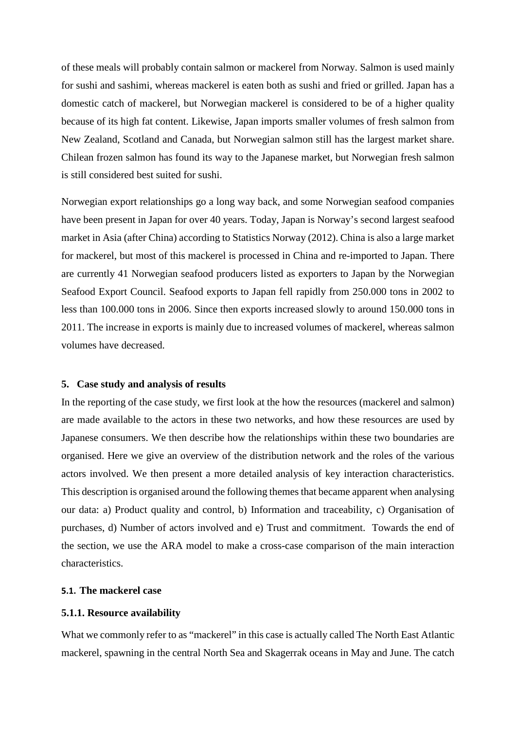of these meals will probably contain salmon or mackerel from Norway. Salmon is used mainly for sushi and sashimi, whereas mackerel is eaten both as sushi and fried or grilled. Japan has a domestic catch of mackerel, but Norwegian mackerel is considered to be of a higher quality because of its high fat content. Likewise, Japan imports smaller volumes of fresh salmon from New Zealand, Scotland and Canada, but Norwegian salmon still has the largest market share. Chilean frozen salmon has found its way to the Japanese market, but Norwegian fresh salmon is still considered best suited for sushi.

Norwegian export relationships go a long way back, and some Norwegian seafood companies have been present in Japan for over 40 years. Today, Japan is Norway's second largest seafood market in Asia (after China) according to Statistics Norway (2012). China is also a large market for mackerel, but most of this mackerel is processed in China and re-imported to Japan. There are currently 41 Norwegian seafood producers listed as exporters to Japan by the Norwegian Seafood Export Council. Seafood exports to Japan fell rapidly from 250.000 tons in 2002 to less than 100.000 tons in 2006. Since then exports increased slowly to around 150.000 tons in 2011. The increase in exports is mainly due to increased volumes of mackerel, whereas salmon volumes have decreased.

## 5. Case study and analysis of results

In the reporting of the case study, we first look at the how the resources (mackerel and salmon) are made available to the actors in these two networks, and how these resources are used by Japanese consumers. We then describe how the relationships within these two boundaries are organised. Here we give an overview of the distribution network and the roles of the various actors involved. We then present a more detailed analysis of key interaction characteristics. This description is organised around the following themes that became apparent when analysing our data: a) Product quality and control, b) Information and traceability, c) Organisation of purchases, d) Number of actors involved and e) Trust and commitment. Towards the end of the section, we use the ARA model to make a cross-case comparison of the main interaction characteristics.

### 5.1. The mackerel case

#### 5.1.1. Resource availability

What we commonly refer to as "mackerel" in this case is actually called The North East Atlantic mackerel, spawning in the central North Sea and Skagerrak oceans in May and June. The catch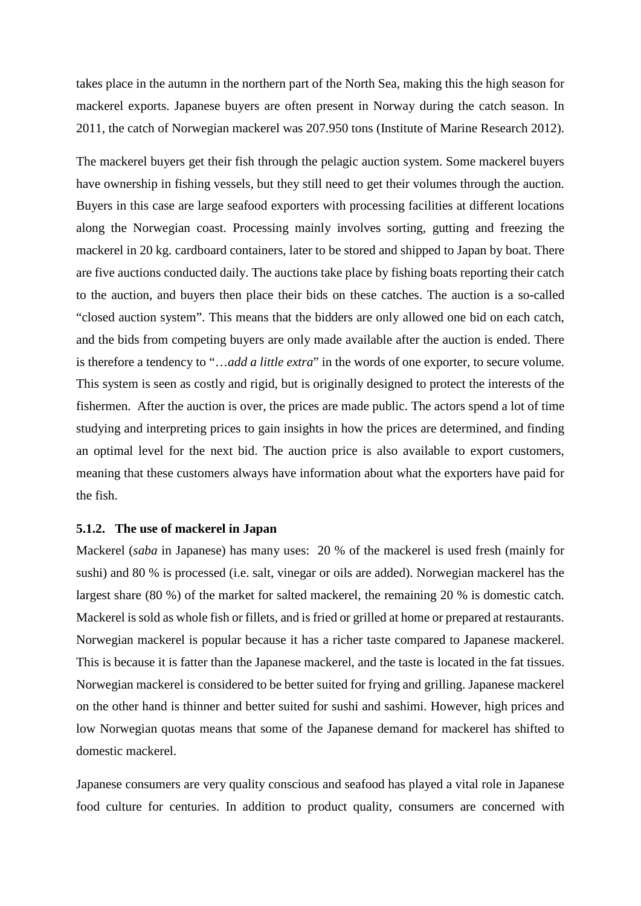takes place in the autumn in the northern part of the North Sea, making this the high season for mackerel exports. Japanese buyers are often present in Norway during the catch season. In 2011, the catch of Norwegian mackerel was 207.950 tons (Institute of Marine Research 2012).

The mackerel buyers get their fish through the pelagic auction system. Some mackerel buyers have ownership in fishing vessels, but they still need to get their volumes through the auction. Buyers in this case are large seafood exporters with processing facilities at different locations along the Norwegian coast. Processing mainly involves sorting, gutting and freezing the mackerel in 20 kg. cardboard containers, later to be stored and shipped to Japan by boat. There are five auctions conducted daily. The auctions take place by fishing boats reporting their catch to the auction, and buyers then place their bids on these catches. The auction is a so-called "closed auction system". This means that the bidders are only allowed one bid on each catch, and the bids from competing buyers are only made available after the auction is ended. There is therefore a tendency to "*…add a little extra*" in the words of one exporter, to secure volume. This system is seen as costly and rigid, but is originally designed to protect the interests of the fishermen. After the auction is over, the prices are made public. The actors spend a lot of time studying and interpreting prices to gain insights in how the prices are determined, and finding an optimal level for the next bid. The auction price is also available to export customers, meaning that these customers always have information about what the exporters have paid for the fish.

#### 5.1.2. The use of mackerel in Japan

Mackerel (*saba* in Japanese) has many uses: 20 % of the mackerel is used fresh (mainly for sushi) and 80 % is processed (i.e. salt, vinegar or oils are added). Norwegian mackerel has the largest share (80 %) of the market for salted mackerel, the remaining 20 % is domestic catch. Mackerel is sold as whole fish or fillets, and is fried or grilled at home or prepared at restaurants. Norwegian mackerel is popular because it has a richer taste compared to Japanese mackerel. This is because it is fatter than the Japanese mackerel, and the taste is located in the fat tissues. Norwegian mackerel is considered to be better suited for frying and grilling. Japanese mackerel on the other hand is thinner and better suited for sushi and sashimi. However, high prices and low Norwegian quotas means that some of the Japanese demand for mackerel has shifted to domestic mackerel.

Japanese consumers are very quality conscious and seafood has played a vital role in Japanese food culture for centuries. In addition to product quality, consumers are concerned with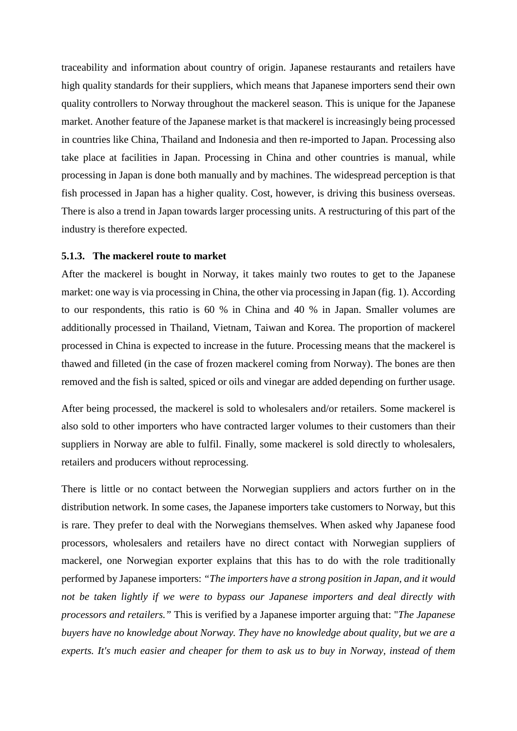traceability and information about country of origin. Japanese restaurants and retailers have high quality standards for their suppliers, which means that Japanese importers send their own quality controllers to Norway throughout the mackerel season. This is unique for the Japanese market. Another feature of the Japanese market is that mackerel is increasingly being processed in countries like China, Thailand and Indonesia and then re-imported to Japan. Processing also take place at facilities in Japan. Processing in China and other countries is manual, while processing in Japan is done both manually and by machines. The widespread perception is that fish processed in Japan has a higher quality. Cost, however, is driving this business overseas. There is also a trend in Japan towards larger processing units. A restructuring of this part of the industry is therefore expected.

### 5.1.3. The mackerel route to market

After the mackerel is bought in Norway, it takes mainly two routes to get to the Japanese market: one way is via processing in China, the other via processing in Japan (fig. 1). According to our respondents, this ratio is 60 % in China and 40 % in Japan. Smaller volumes are additionally processed in Thailand, Vietnam, Taiwan and Korea. The proportion of mackerel processed in China is expected to increase in the future. Processing means that the mackerel is thawed and filleted (in the case of frozen mackerel coming from Norway). The bones are then removed and the fish is salted, spiced or oils and vinegar are added depending on further usage.

After being processed, the mackerel is sold to wholesalers and/or retailers. Some mackerel is also sold to other importers who have contracted larger volumes to their customers than their suppliers in Norway are able to fulfil. Finally, some mackerel is sold directly to wholesalers, retailers and producers without reprocessing.

There is little or no contact between the Norwegian suppliers and actors further on in the distribution network. In some cases, the Japanese importers take customers to Norway, but this is rare. They prefer to deal with the Norwegians themselves. When asked why Japanese food processors, wholesalers and retailers have no direct contact with Norwegian suppliers of mackerel, one Norwegian exporter explains that this has to do with the role traditionally performed by Japanese importers: *"The importers have a strong position in Japan, and it would not be taken lightly if we were to bypass our Japanese importers and deal directly with processors and retailers."* This is verified by a Japanese importer arguing that: "*The Japanese buyers have no knowledge about Norway. They have no knowledge about quality, but we are a experts. It's much easier and cheaper for them to ask us to buy in Norway, instead of them*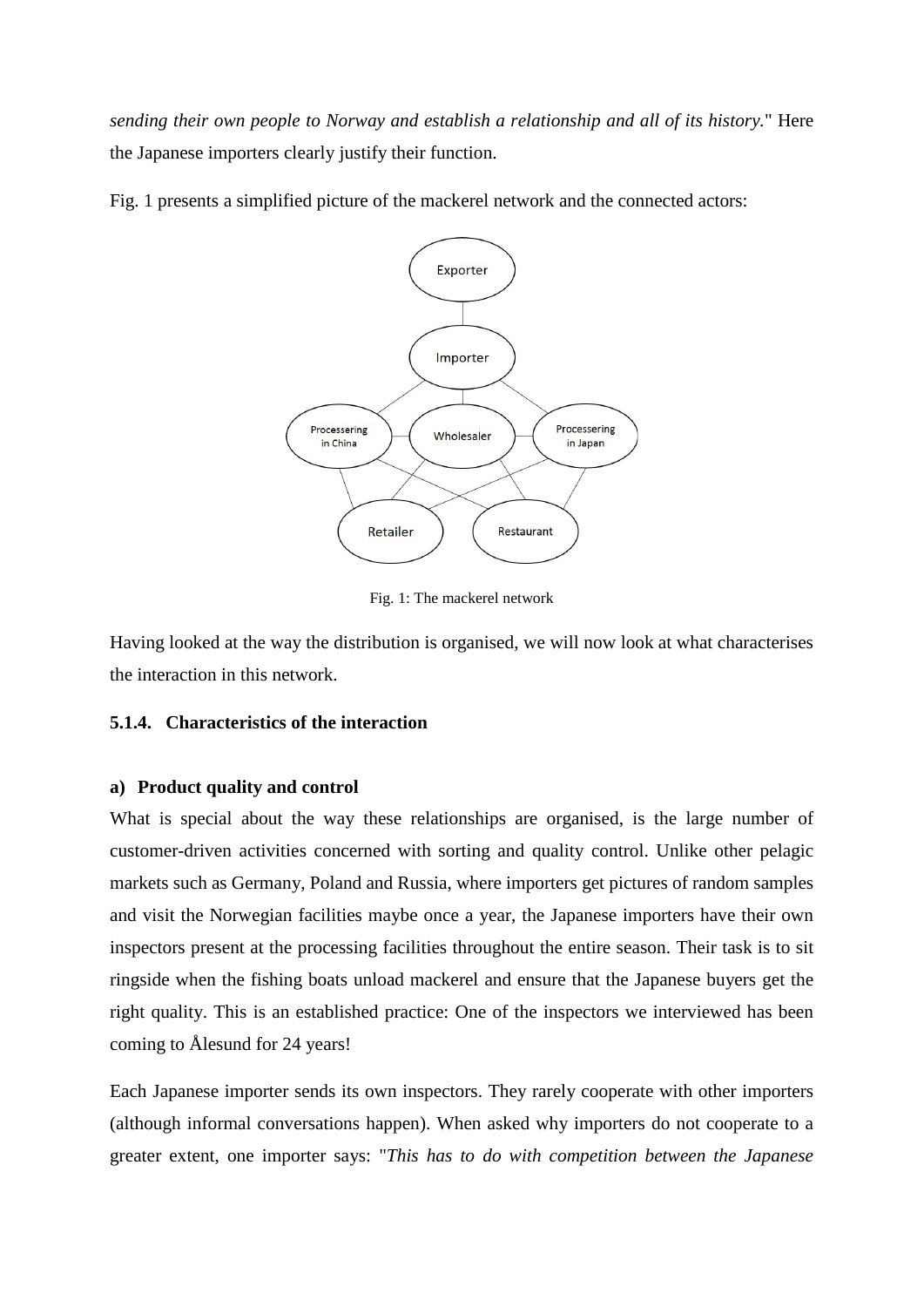*sending their own people to Norway and establish a relationship and all of its history.*" Here the Japanese importers clearly justify their function.

Fig. 1 presents a simplified picture of the mackerel network and the connected actors:

Fig. 1: The mackerel network

Having looked at the way the distribution is organised, we will now look at what characterises the interaction in this network.

#### 5.1.4. Characteristics of the interaction

**a) Product quality and control**

What is special about the way these relationships are organised, is the large number of customer-driven activities concerned with sorting and quality control. Unlike other pelagic markets such as Germany, Poland and Russia, where importers get pictures of random samples and visit the Norwegian facilities maybe once a year, the Japanese importers have their own inspectors present at the processing facilities throughout the entire season. Their task is to sit ringside when the fishing boats unload mackerel and ensure that the Japanese buyers get the right quality. This is an established practice: One of the inspectors we interviewed has been coming to Ålesund for 24 years!

Each Japanese importer sends its own inspectors. They rarely cooperate with other importers (although informal conversations happen). When asked why importers do not cooperate to a greater extent, one importer says: "*This has to do with competition between the Japanese*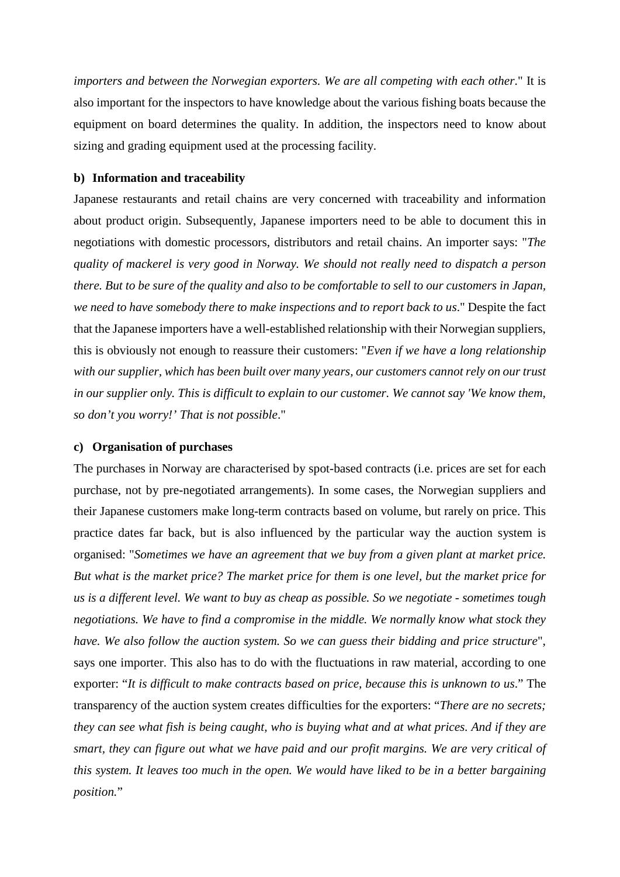*importers and between the Norwegian exporters. We are all competing with each other*." It is also important for the inspectors to have knowledge about the various fishing boats because the equipment on board determines the quality. In addition, the inspectors need to know about sizing and grading equipment used at the processing facility.

**b) Information and traceability**

Japanese restaurants and retail chains are very concerned with traceability and information about product origin. Subsequently, Japanese importers need to be able to document this in negotiations with domestic processors, distributors and retail chains. An importer says: "*The quality of mackerel is very good in Norway. We should not really need to dispatch a person there. But to be sure of the quality and also to be comfortable to sell to our customers in Japan, we need to have somebody there to make inspections and to report back to us*." Despite the fact that the Japanese importers have a well-established relationship with their Norwegian suppliers, this is obviously not enough to reassure their customers: "*Even if we have a long relationship with our supplier, which has been built over many years, our customers cannot rely on our trust in our supplier only. This is difficult to explain to our customer. We cannot say 'We know them, so don't you worry!' That is not possible*."

**c) Organisation of purchases**

The purchases in Norway are characterised by spot-based contracts (i.e. prices are set for each purchase, not by pre-negotiated arrangements). In some cases, the Norwegian suppliers and their Japanese customers make long-term contracts based on volume, but rarely on price. This practice dates far back, but is also influenced by the particular way the auction system is organised: "*Sometimes we have an agreement that we buy from a given plant at market price. But what is the market price? The market price for them is one level, but the market price for us is a different level. We want to buy as cheap as possible. So we negotiate - sometimes tough negotiations. We have to find a compromise in the middle. We normally know what stock they have. We also follow the auction system. So we can guess their bidding and price structure*", says one importer. This also has to do with the fluctuations in raw material, according to one exporter: "*It is difficult to make contracts based on price, because this is unknown to us*." The transparency of the auction system creates difficulties for the exporters: "*There are no secrets; they can see what fish is being caught, who is buying what and at what prices. And if they are smart, they can figure out what we have paid and our profit margins. We are very critical of this system. It leaves too much in the open. We would have liked to be in a better bargaining position.*"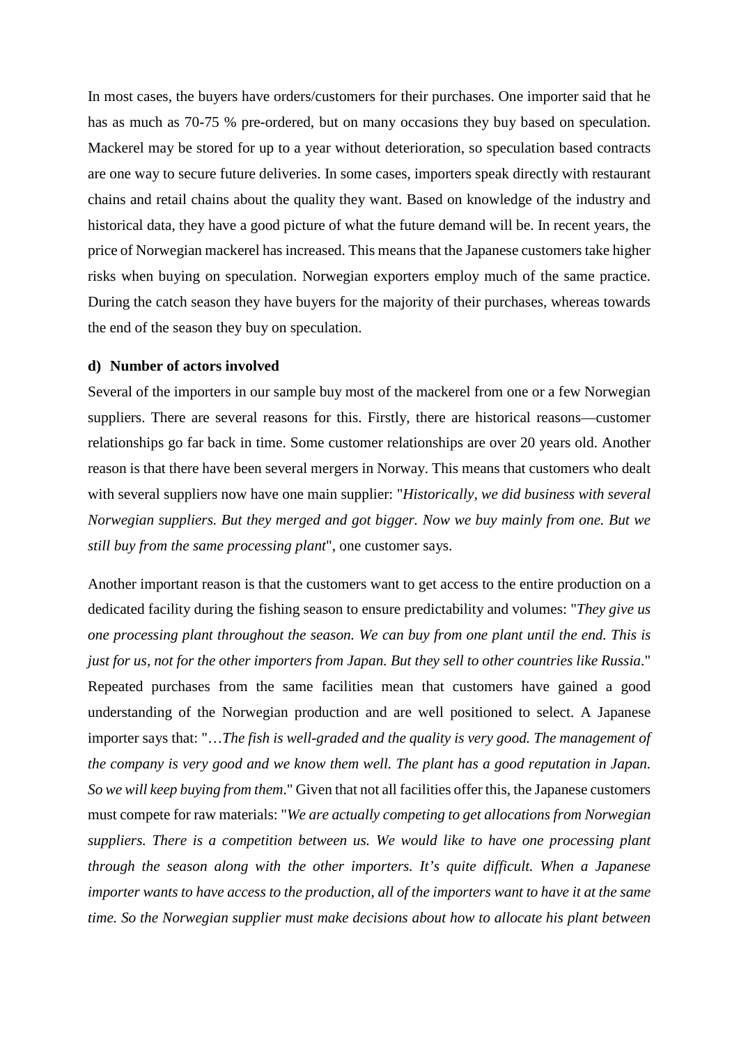In most cases, the buyers have orders/customers for their purchases. One importer said that he has as much as 70-75 % pre-ordered, but on many occasions they buy based on speculation. Mackerel may be stored for up to a year without deterioration, so speculation based contracts are one way to secure future deliveries. In some cases, importers speak directly with restaurant chains and retail chains about the quality they want. Based on knowledge of the industry and historical data, they have a good picture of what the future demand will be. In recent years, the price of Norwegian mackerel has increased. This means that the Japanese customers take higher risks when buying on speculation. Norwegian exporters employ much of the same practice. During the catch season they have buyers for the majority of their purchases, whereas towards the end of the season they buy on speculation.

**d) Number of actors involved**

Several of the importers in our sample buy most of the mackerel from one or a few Norwegian suppliers. There are several reasons for this. Firstly, there are historical reasons—customer relationships go far back in time. Some customer relationships are over 20 years old. Another reason is that there have been several mergers in Norway. This means that customers who dealt with several suppliers now have one main supplier: "*Historically, we did business with several Norwegian suppliers. But they merged and got bigger. Now we buy mainly from one. But we still buy from the same processing plant*", one customer says.

Another important reason is that the customers want to get access to the entire production on a dedicated facility during the fishing season to ensure predictability and volumes: "*They give us one processing plant throughout the season. We can buy from one plant until the end. This is just for us, not for the other importers from Japan. But they sell to other countries like Russia*." Repeated purchases from the same facilities mean that customers have gained a good understanding of the Norwegian production and are well positioned to select. A Japanese importer says that: "…*The fish is well-graded and the quality is very good. The management of the company is very good and we know them well. The plant has a good reputation in Japan. So we will keep buying from them*." Given that not all facilities offer this, the Japanese customers must compete for raw materials: "*We are actually competing to get allocations from Norwegian suppliers. There is a competition between us. We would like to have one processing plant through the season along with the other importers. It's quite difficult. When a Japanese importer wants to have access to the production, all of the importers want to have it at the same time. So the Norwegian supplier must make decisions about how to allocate his plant between*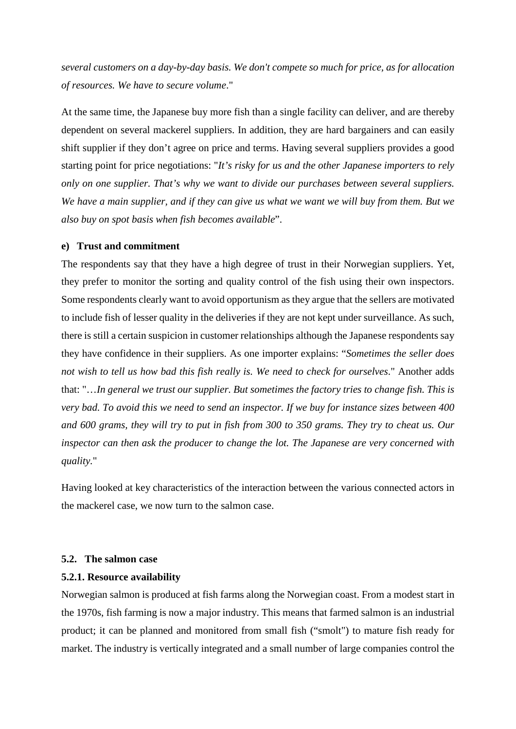*several customers on a day-by-day basis. We don't compete so much for price, as for allocation of resources. We have to secure volume*."

At the same time, the Japanese buy more fish than a single facility can deliver, and are thereby dependent on several mackerel suppliers. In addition, they are hard bargainers and can easily shift supplier if they don't agree on price and terms. Having several suppliers provides a good starting point for price negotiations: "*It's risky for us and the other Japanese importers to rely only on one supplier. That's why we want to divide our purchases between several suppliers. We have a main supplier, and if they can give us what we want we will buy from them. But we also buy on spot basis when fish becomes available*".

**e) Trust and commitment**

The respondents say that they have a high degree of trust in their Norwegian suppliers. Yet, they prefer to monitor the sorting and quality control of the fish using their own inspectors. Some respondents clearly want to avoid opportunism as they argue that the sellers are motivated to include fish of lesser quality in the deliveries if they are not kept under surveillance. As such, there is still a certain suspicion in customer relationships although the Japanese respondents say they have confidence in their suppliers. As one importer explains: "*Sometimes the seller does not wish to tell us how bad this fish really is. We need to check for ourselves*." Another adds that: "*…In general we trust our supplier. But sometimes the factory tries to change fish. This is very bad. To avoid this we need to send an inspector. If we buy for instance sizes between 400 and 600 grams, they will try to put in fish from 300 to 350 grams. They try to cheat us. Our inspector can then ask the producer to change the lot. The Japanese are very concerned with quality*."

Having looked at key characteristics of the interaction between the various connected actors in the mackerel case, we now turn to the salmon case.

### 5.2. The salmon case

#### 5.2.1. Resource availability

Norwegian salmon is produced at fish farms along the Norwegian coast. From a modest start in the 1970s, fish farming is now a major industry. This means that farmed salmon is an industrial product; it can be planned and monitored from small fish ("smolt") to mature fish ready for market. The industry is vertically integrated and a small number of large companies control the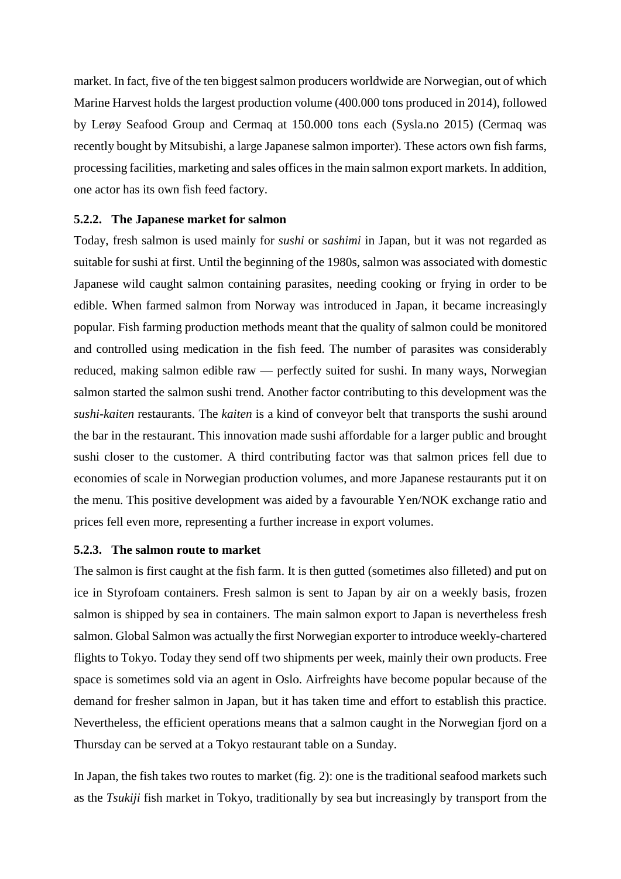market. In fact, five of the ten biggest salmon producers worldwide are Norwegian, out of which Marine Harvest holds the largest production volume (400.000 tons produced in 2014), followed by Lerøy Seafood Group and Cermaq at 150.000 tons each (Sysla.no 2015) (Cermaq was recently bought by Mitsubishi, a large Japanese salmon importer). These actors own fish farms, processing facilities, marketing and sales offices in the main salmon export markets. In addition, one actor has its own fish feed factory.

### 5.2.2. The Japanese market for salmon

Today, fresh salmon is used mainly for *sushi* or *sashimi* in Japan, but it was not regarded as suitable for sushi at first. Until the beginning of the 1980s, salmon was associated with domestic Japanese wild caught salmon containing parasites, needing cooking or frying in order to be edible. When farmed salmon from Norway was introduced in Japan, it became increasingly popular. Fish farming production methods meant that the quality of salmon could be monitored and controlled using medication in the fish feed. The number of parasites was considerably reduced, making salmon edible raw — perfectly suited for sushi. In many ways, Norwegian salmon started the salmon sushi trend. Another factor contributing to this development was the *sushi-kaiten* restaurants. The *kaiten* is a kind of conveyor belt that transports the sushi around the bar in the restaurant. This innovation made sushi affordable for a larger public and brought sushi closer to the customer. A third contributing factor was that salmon prices fell due to economies of scale in Norwegian production volumes, and more Japanese restaurants put it on the menu. This positive development was aided by a favourable Yen/NOK exchange ratio and prices fell even more, representing a further increase in export volumes.

### 5.2.3. The salmon route to market

The salmon is first caught at the fish farm. It is then gutted (sometimes also filleted) and put on ice in Styrofoam containers. Fresh salmon is sent to Japan by air on a weekly basis, frozen salmon is shipped by sea in containers. The main salmon export to Japan is nevertheless fresh salmon. Global Salmon was actually the first Norwegian exporter to introduce weekly-chartered flights to Tokyo. Today they send off two shipments per week, mainly their own products. Free space is sometimes sold via an agent in Oslo. Airfreights have become popular because of the demand for fresher salmon in Japan, but it has taken time and effort to establish this practice. Nevertheless, the efficient operations means that a salmon caught in the Norwegian fjord on a Thursday can be served at a Tokyo restaurant table on a Sunday.

In Japan, the fish takes two routes to market (fig. 2): one is the traditional seafood markets such as the *Tsukiji* fish market in Tokyo, traditionally by sea but increasingly by transport from the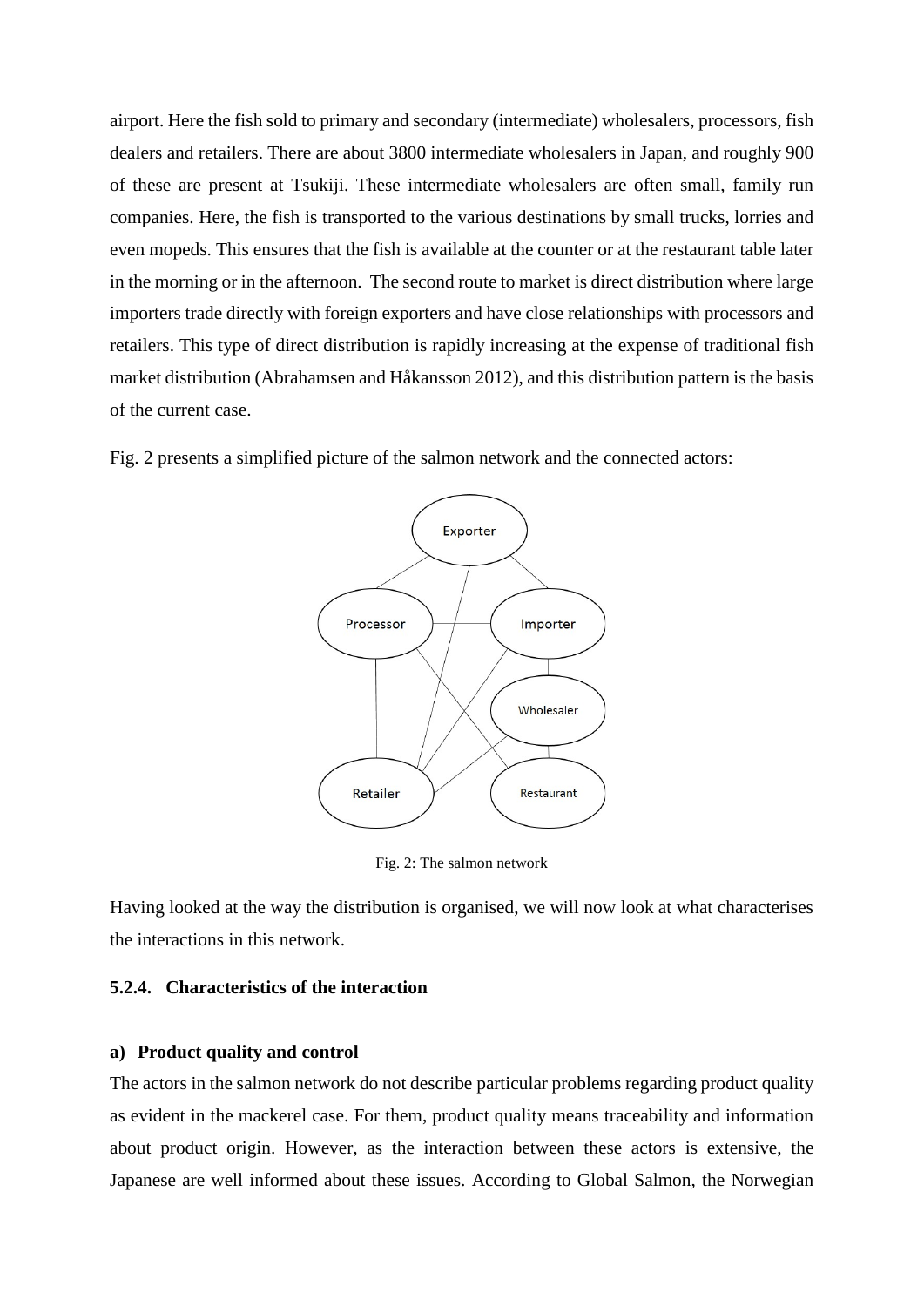airport. Here the fish sold to primary and secondary (intermediate) wholesalers, processors, fish dealers and retailers. There are about 3800 intermediate wholesalers in Japan, and roughly 900 of these are present at Tsukiji. These intermediate wholesalers are often small, family run companies. Here, the fish is transported to the various destinations by small trucks, lorries and even mopeds. This ensures that the fish is available at the counter or at the restaurant table later in the morning or in the afternoon. The second route to market is direct distribution where large importers trade directly with foreign exporters and have close relationships with processors and retailers. This type of direct distribution is rapidly increasing at the expense of traditional fish market distribution (Abrahamsen and Håkansson 2012), and this distribution pattern is the basis of the current case.

Fig. 2 presents a simplified picture of the salmon network and the connected actors:

Fig. 2: The salmon network

Having looked at the way the distribution is organised, we will now look at what characterises the interactions in this network.

### 5.2.4. Characteristics of the interaction

#### a) Product quality and control

The actors in the salmon network do not describe particular problems regarding product quality as evident in the mackerel case. For them, product quality means traceability and information about product origin. However, as the interaction between these actors is extensive, the Japanese are well informed about these issues. According to Global Salmon, the Norwegian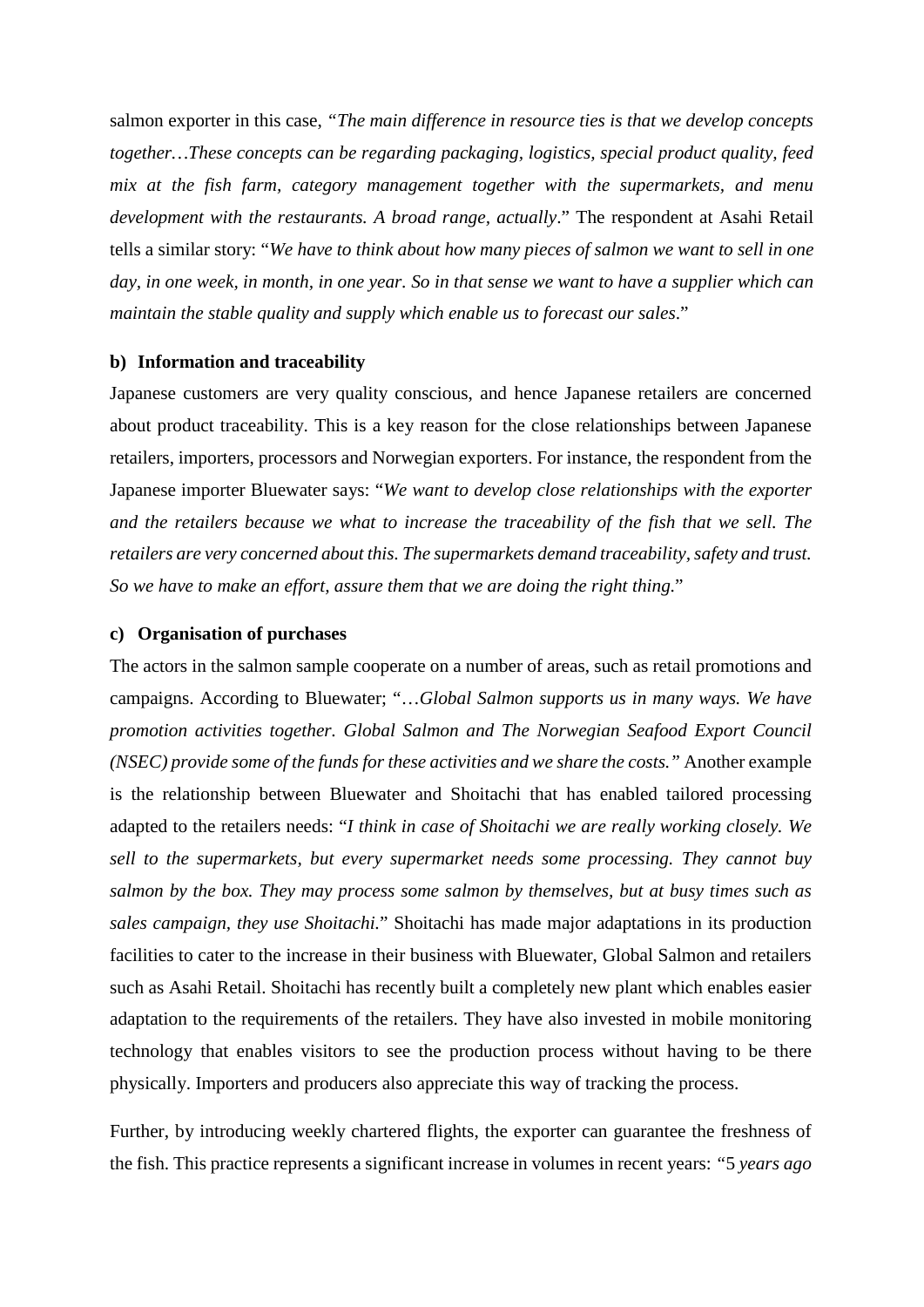salmon exporter in this case, *"The main difference in resource ties is that we develop concepts together…These concepts can be regarding packaging, logistics, special product quality, feed mix at the fish farm, category management together with the supermarkets, and menu development with the restaurants. A broad range, actually*." The respondent at Asahi Retail tells a similar story: "*We have to think about how many pieces of salmon we want to sell in one day, in one week, in month, in one year. So in that sense we want to have a supplier which can maintain the stable quality and supply which enable us to forecast our sales*."

**b) Information and traceability**

Japanese customers are very quality conscious, and hence Japanese retailers are concerned about product traceability. This is a key reason for the close relationships between Japanese retailers, importers, processors and Norwegian exporters. For instance, the respondent from the Japanese importer Bluewater says: "*We want to develop close relationships with the exporter and the retailers because we what to increase the traceability of the fish that we sell. The retailers are very concerned about this. The supermarkets demand traceability, safety and trust. So we have to make an effort, assure them that we are doing the right thing.*"

**c) Organisation of purchases**

The actors in the salmon sample cooperate on a number of areas, such as retail promotions and campaigns. According to Bluewater; "…*Global Salmon supports us in many ways. We have promotion activities together. Global Salmon and The Norwegian Seafood Export Council (NSEC) provide some of the funds for these activities and we share the costs."* Another example is the relationship between Bluewater and Shoitachi that has enabled tailored processing adapted to the retailers needs: "*I think in case of Shoitachi we are really working closely. We sell to the supermarkets, but every supermarket needs some processing. They cannot buy salmon by the box. They may process some salmon by themselves, but at busy times such as sales campaign, they use Shoitachi.*" Shoitachi has made major adaptations in its production facilities to cater to the increase in their business with Bluewater, Global Salmon and retailers such as Asahi Retail. Shoitachi has recently built a completely new plant which enables easier adaptation to the requirements of the retailers. They have also invested in mobile monitoring technology that enables visitors to see the production process without having to be there physically. Importers and producers also appreciate this way of tracking the process.

Further, by introducing weekly chartered flights, the exporter can guarantee the freshness of the fish. This practice represents a significant increase in volumes in recent years: "5 *years ago*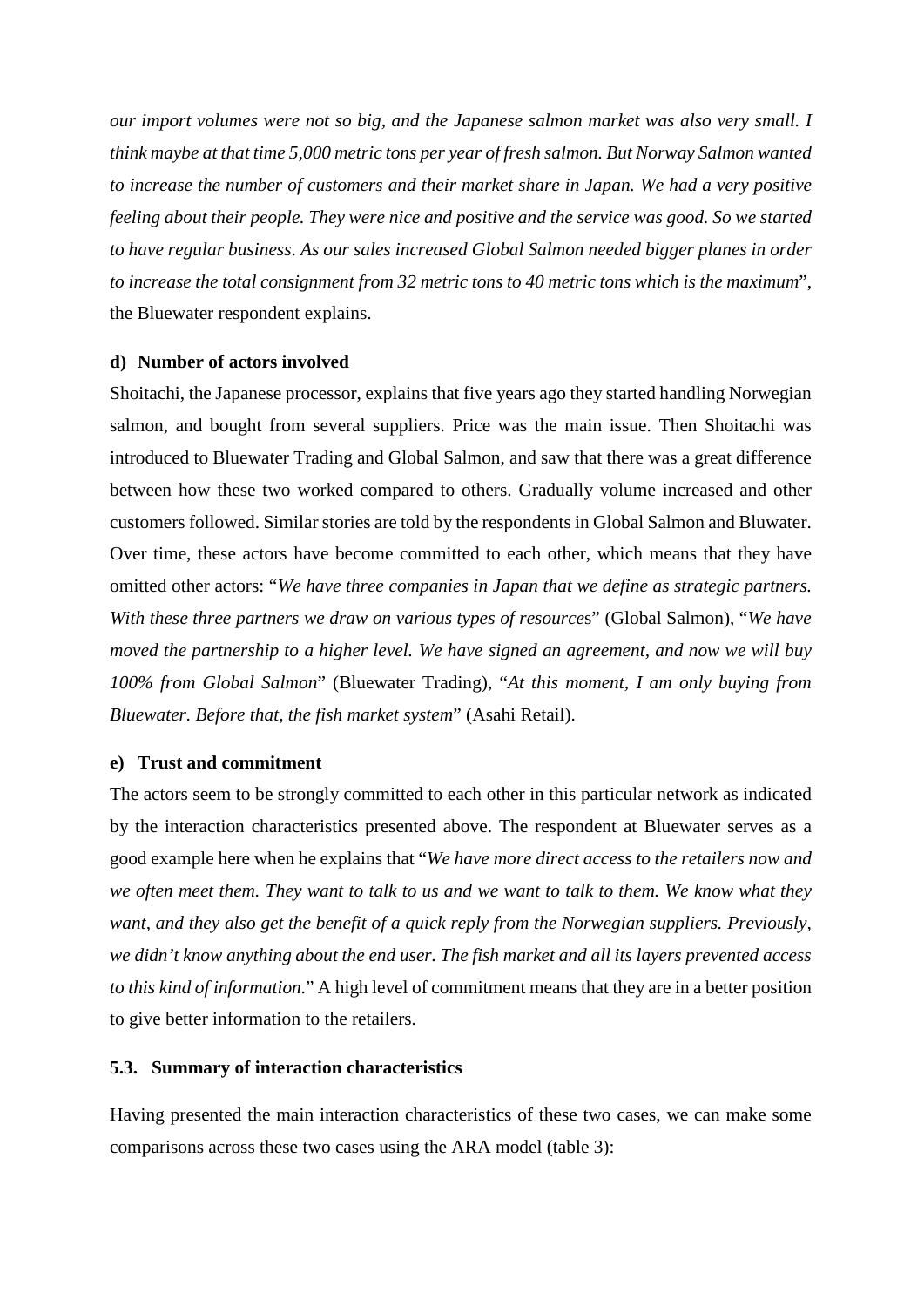*our import volumes were not so big, and the Japanese salmon market was also very small. I think maybe at that time 5,000 metric tons per year of fresh salmon. But Norway Salmon wanted to increase the number of customers and their market share in Japan. We had a very positive feeling about their people. They were nice and positive and the service was good. So we started to have regular business. As our sales increased Global Salmon needed bigger planes in order to increase the total consignment from 32 metric tons to 40 metric tons which is the maximum*", the Bluewater respondent explains.

**d) Number of actors involved**

Shoitachi, the Japanese processor, explains that five years ago they started handling Norwegian salmon, and bought from several suppliers. Price was the main issue. Then Shoitachi was introduced to Bluewater Trading and Global Salmon, and saw that there was a great difference between how these two worked compared to others. Gradually volume increased and other customers followed. Similar stories are told by the respondents in Global Salmon and Bluwater. Over time, these actors have become committed to each other, which means that they have omitted other actors: "*We have three companies in Japan that we define as strategic partners. With these three partners we draw on various types of resources*" (Global Salmon), "*We have moved the partnership to a higher level. We have signed an agreement, and now we will buy 100% from Global Salmon*" (Bluewater Trading), "*At this moment, I am only buying from Bluewater. Before that, the fish market system*" (Asahi Retail).

**e) Trust and commitment**

The actors seem to be strongly committed to each other in this particular network as indicated by the interaction characteristics presented above. The respondent at Bluewater serves as a good example here when he explains that "*We have more direct access to the retailers now and we often meet them. They want to talk to us and we want to talk to them. We know what they want, and they also get the benefit of a quick reply from the Norwegian suppliers. Previously, we didn't know anything about the end user. The fish market and all its layers prevented access to this kind of information.*" A high level of commitment means that they are in a better position to give better information to the retailers.

### 5.3. Summary of interaction characteristics

Having presented the main interaction characteristics of these two cases, we can make some comparisons across these two cases using the ARA model (table 3):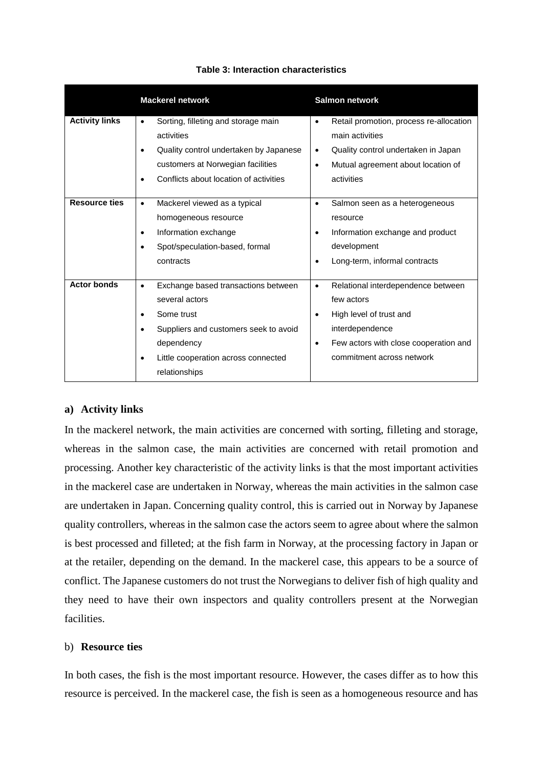**Table 3: Interaction characteristics**

| | Mackerel network | Salmon network |
|---|---|---|
| **Activity links** | • Sorting, filleting and storage main activities<br>• Quality control undertaken by Japanese customers at Norwegian facilities<br>• Conflicts about location of activities | • Retail promotion, process re-allocation main activities<br>• Quality control undertaken in Japan<br>• Mutual agreement about location of activities |
| **Resource ties** | • Mackerel viewed as a typical homogeneous resource<br>• Information exchange<br>• Spot/speculation-based, formal contracts | • Salmon seen as a heterogeneous resource<br>• Information exchange and product development<br>• Long-term, informal contracts |
| **Actor bonds** | • Exchange based transactions between several actors<br>• Some trust<br>• Suppliers and customers seek to avoid dependency<br>• Little cooperation across connected relationships | • Relational interdependence between few actors<br>• High level of trust and interdependence<br>• Few actors with close cooperation and commitment across network |

**a) Activity links**

In the mackerel network, the main activities are concerned with sorting, filleting and storage, whereas in the salmon case, the main activities are concerned with retail promotion and processing. Another key characteristic of the activity links is that the most important activities in the mackerel case are undertaken in Norway, whereas the main activities in the salmon case are undertaken in Japan. Concerning quality control, this is carried out in Norway by Japanese quality controllers, whereas in the salmon case the actors seem to agree about where the salmon is best processed and filleted; at the fish farm in Norway, at the processing factory in Japan or at the retailer, depending on the demand. In the mackerel case, this appears to be a source of conflict. The Japanese customers do not trust the Norwegians to deliver fish of high quality and they need to have their own inspectors and quality controllers present at the Norwegian facilities.

b) **Resource ties**

In both cases, the fish is the most important resource. However, the cases differ as to how this resource is perceived. In the mackerel case, the fish is seen as a homogeneous resource and has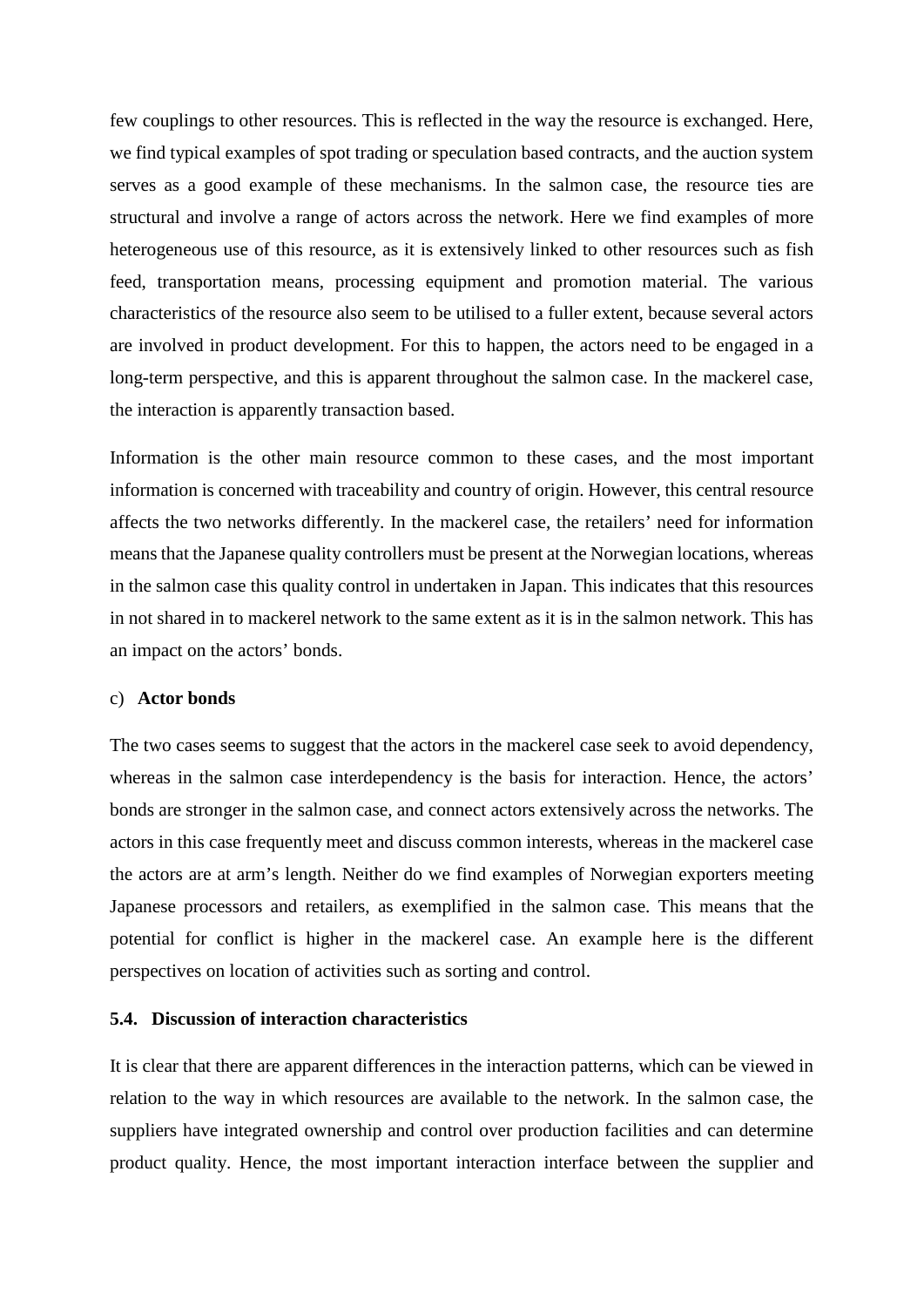few couplings to other resources. This is reflected in the way the resource is exchanged. Here, we find typical examples of spot trading or speculation based contracts, and the auction system serves as a good example of these mechanisms. In the salmon case, the resource ties are structural and involve a range of actors across the network. Here we find examples of more heterogeneous use of this resource, as it is extensively linked to other resources such as fish feed, transportation means, processing equipment and promotion material. The various characteristics of the resource also seem to be utilised to a fuller extent, because several actors are involved in product development. For this to happen, the actors need to be engaged in a long-term perspective, and this is apparent throughout the salmon case. In the mackerel case, the interaction is apparently transaction based.

Information is the other main resource common to these cases, and the most important information is concerned with traceability and country of origin. However, this central resource affects the two networks differently. In the mackerel case, the retailers' need for information means that the Japanese quality controllers must be present at the Norwegian locations, whereas in the salmon case this quality control in undertaken in Japan. This indicates that this resources in not shared in to mackerel network to the same extent as it is in the salmon network. This has an impact on the actors' bonds.

c) **Actor bonds**

The two cases seems to suggest that the actors in the mackerel case seek to avoid dependency, whereas in the salmon case interdependency is the basis for interaction. Hence, the actors' bonds are stronger in the salmon case, and connect actors extensively across the networks. The actors in this case frequently meet and discuss common interests, whereas in the mackerel case the actors are at arm's length. Neither do we find examples of Norwegian exporters meeting Japanese processors and retailers, as exemplified in the salmon case. This means that the potential for conflict is higher in the mackerel case. An example here is the different perspectives on location of activities such as sorting and control.

### 5.4. Discussion of interaction characteristics

It is clear that there are apparent differences in the interaction patterns, which can be viewed in relation to the way in which resources are available to the network. In the salmon case, the suppliers have integrated ownership and control over production facilities and can determine product quality. Hence, the most important interaction interface between the supplier and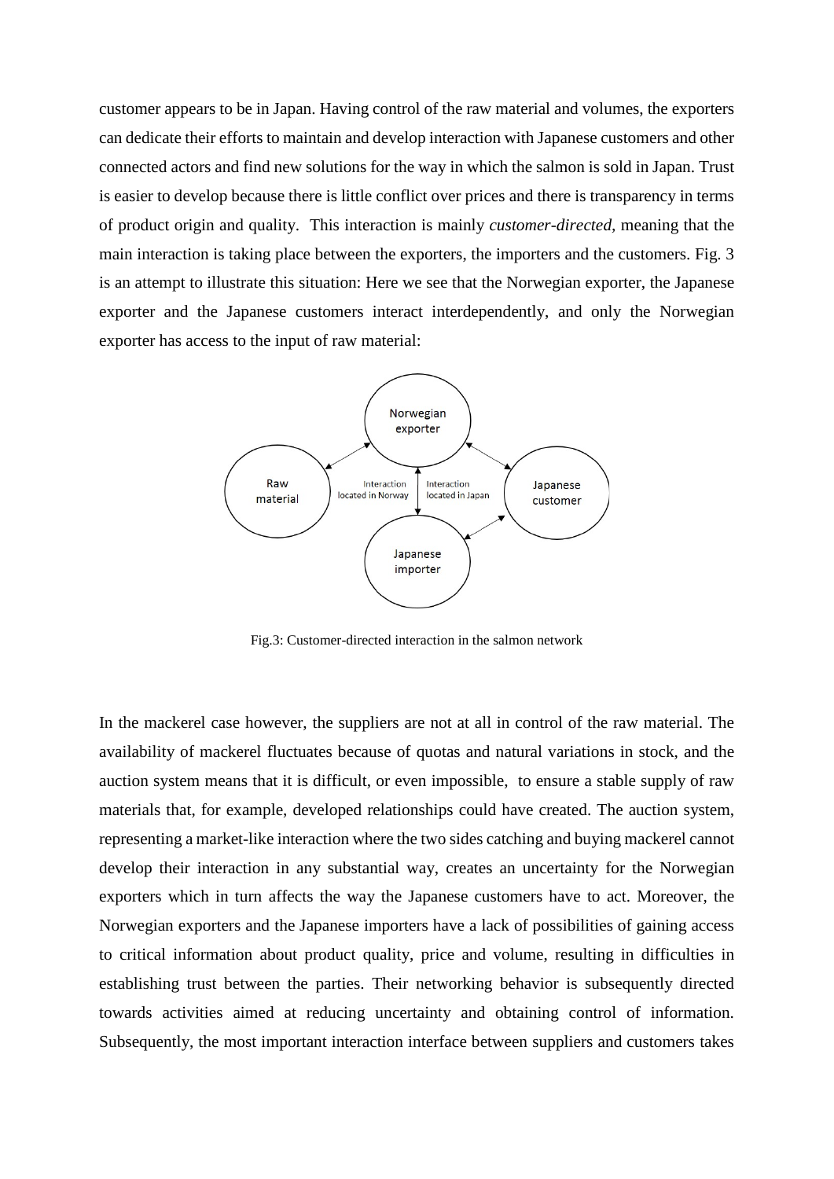customer appears to be in Japan. Having control of the raw material and volumes, the exporters can dedicate their efforts to maintain and develop interaction with Japanese customers and other connected actors and find new solutions for the way in which the salmon is sold in Japan. Trust is easier to develop because there is little conflict over prices and there is transparency in terms of product origin and quality. This interaction is mainly *customer-directed,* meaning that the main interaction is taking place between the exporters, the importers and the customers. Fig. 3 is an attempt to illustrate this situation: Here we see that the Norwegian exporter, the Japanese exporter and the Japanese customers interact interdependently, and only the Norwegian exporter has access to the input of raw material:

Fig.3: Customer-directed interaction in the salmon network

In the mackerel case however, the suppliers are not at all in control of the raw material. The availability of mackerel fluctuates because of quotas and natural variations in stock, and the auction system means that it is difficult, or even impossible, to ensure a stable supply of raw materials that, for example, developed relationships could have created. The auction system, representing a market-like interaction where the two sides catching and buying mackerel cannot develop their interaction in any substantial way, creates an uncertainty for the Norwegian exporters which in turn affects the way the Japanese customers have to act. Moreover, the Norwegian exporters and the Japanese importers have a lack of possibilities of gaining access to critical information about product quality, price and volume, resulting in difficulties in establishing trust between the parties. Their networking behavior is subsequently directed towards activities aimed at reducing uncertainty and obtaining control of information. Subsequently, the most important interaction interface between suppliers and customers takes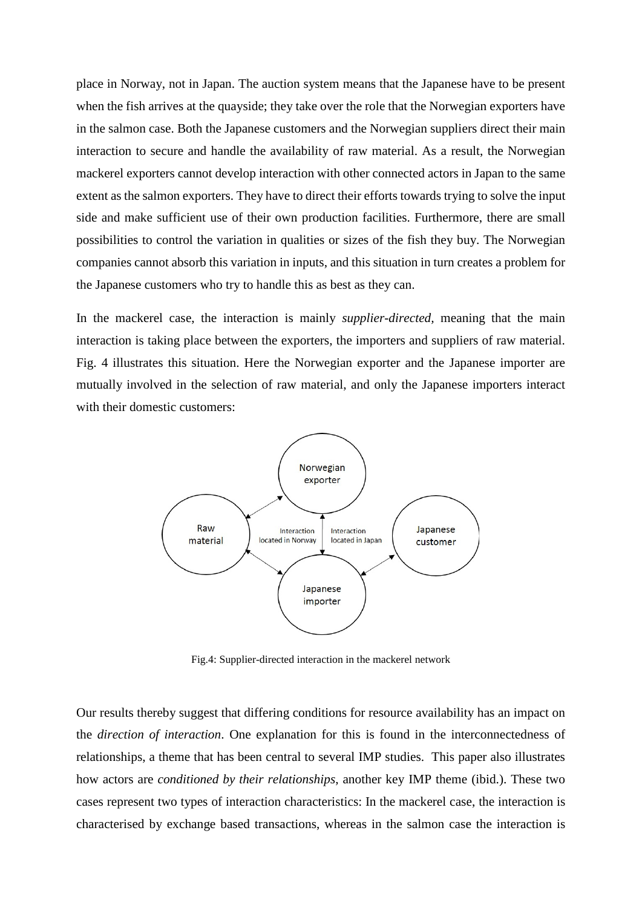place in Norway, not in Japan. The auction system means that the Japanese have to be present when the fish arrives at the quayside; they take over the role that the Norwegian exporters have in the salmon case. Both the Japanese customers and the Norwegian suppliers direct their main interaction to secure and handle the availability of raw material. As a result, the Norwegian mackerel exporters cannot develop interaction with other connected actors in Japan to the same extent as the salmon exporters. They have to direct their efforts towards trying to solve the input side and make sufficient use of their own production facilities. Furthermore, there are small possibilities to control the variation in qualities or sizes of the fish they buy. The Norwegian companies cannot absorb this variation in inputs, and this situation in turn creates a problem for the Japanese customers who try to handle this as best as they can.

In the mackerel case, the interaction is mainly *supplier-directed*, meaning that the main interaction is taking place between the exporters, the importers and suppliers of raw material. Fig. 4 illustrates this situation. Here the Norwegian exporter and the Japanese importer are mutually involved in the selection of raw material, and only the Japanese importers interact with their domestic customers:

Fig.4: Supplier-directed interaction in the mackerel network

Our results thereby suggest that differing conditions for resource availability has an impact on the *direction of interaction*. One explanation for this is found in the interconnectedness of relationships, a theme that has been central to several IMP studies. This paper also illustrates how actors are *conditioned by their relationships*, another key IMP theme (ibid.). These two cases represent two types of interaction characteristics: In the mackerel case, the interaction is characterised by exchange based transactions, whereas in the salmon case the interaction is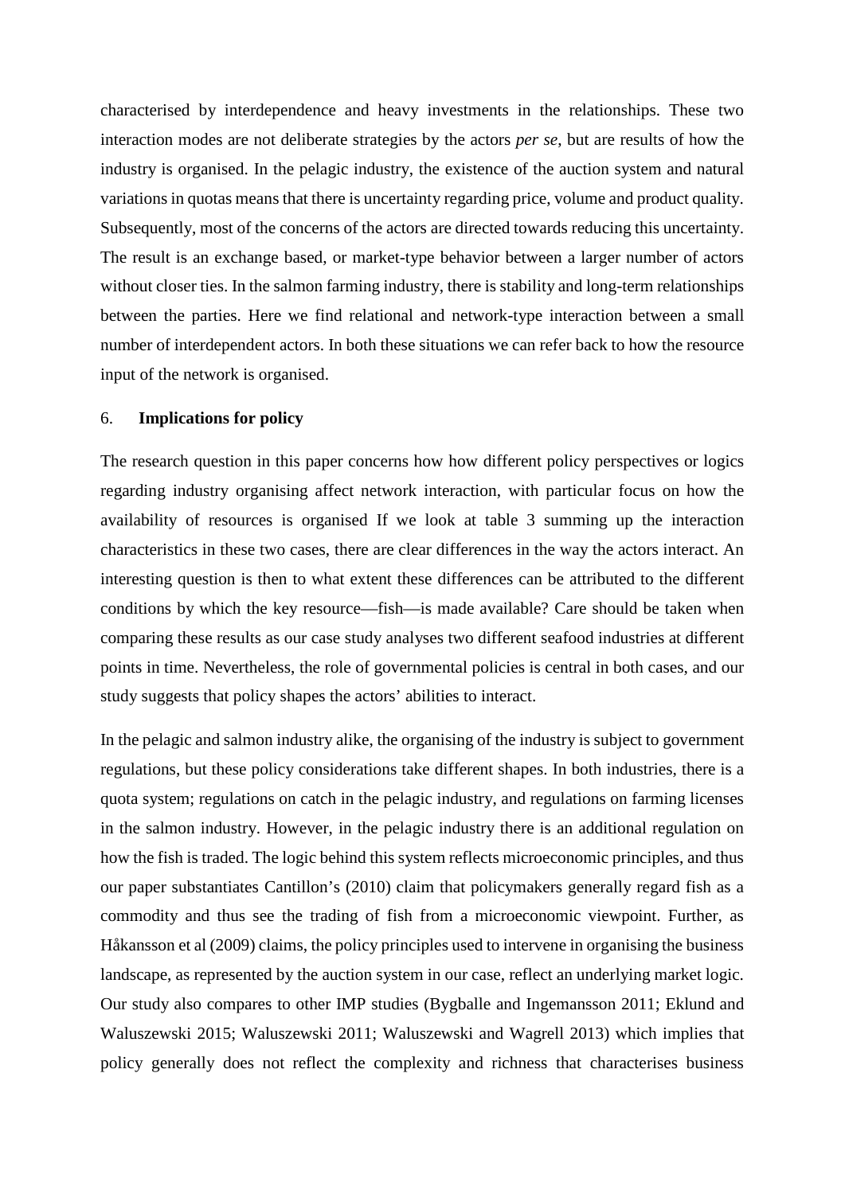characterised by interdependence and heavy investments in the relationships. These two interaction modes are not deliberate strategies by the actors *per se*, but are results of how the industry is organised. In the pelagic industry, the existence of the auction system and natural variations in quotas means that there is uncertainty regarding price, volume and product quality. Subsequently, most of the concerns of the actors are directed towards reducing this uncertainty. The result is an exchange based, or market-type behavior between a larger number of actors without closer ties. In the salmon farming industry, there is stability and long-term relationships between the parties. Here we find relational and network-type interaction between a small number of interdependent actors. In both these situations we can refer back to how the resource input of the network is organised.

## 6. **Implications for policy**

The research question in this paper concerns how how different policy perspectives or logics regarding industry organising affect network interaction, with particular focus on how the availability of resources is organised If we look at table 3 summing up the interaction characteristics in these two cases, there are clear differences in the way the actors interact. An interesting question is then to what extent these differences can be attributed to the different conditions by which the key resource—fish—is made available? Care should be taken when comparing these results as our case study analyses two different seafood industries at different points in time. Nevertheless, the role of governmental policies is central in both cases, and our study suggests that policy shapes the actors' abilities to interact.

In the pelagic and salmon industry alike, the organising of the industry is subject to government regulations, but these policy considerations take different shapes. In both industries, there is a quota system; regulations on catch in the pelagic industry, and regulations on farming licenses in the salmon industry. However, in the pelagic industry there is an additional regulation on how the fish is traded. The logic behind this system reflects microeconomic principles, and thus our paper substantiates Cantillon's (2010) claim that policymakers generally regard fish as a commodity and thus see the trading of fish from a microeconomic viewpoint. Further, as Håkansson et al (2009) claims, the policy principles used to intervene in organising the business landscape, as represented by the auction system in our case, reflect an underlying market logic. Our study also compares to other IMP studies (Bygballe and Ingemansson 2011; Eklund and Waluszewski 2015; Waluszewski 2011; Waluszewski and Wagrell 2013) which implies that policy generally does not reflect the complexity and richness that characterises business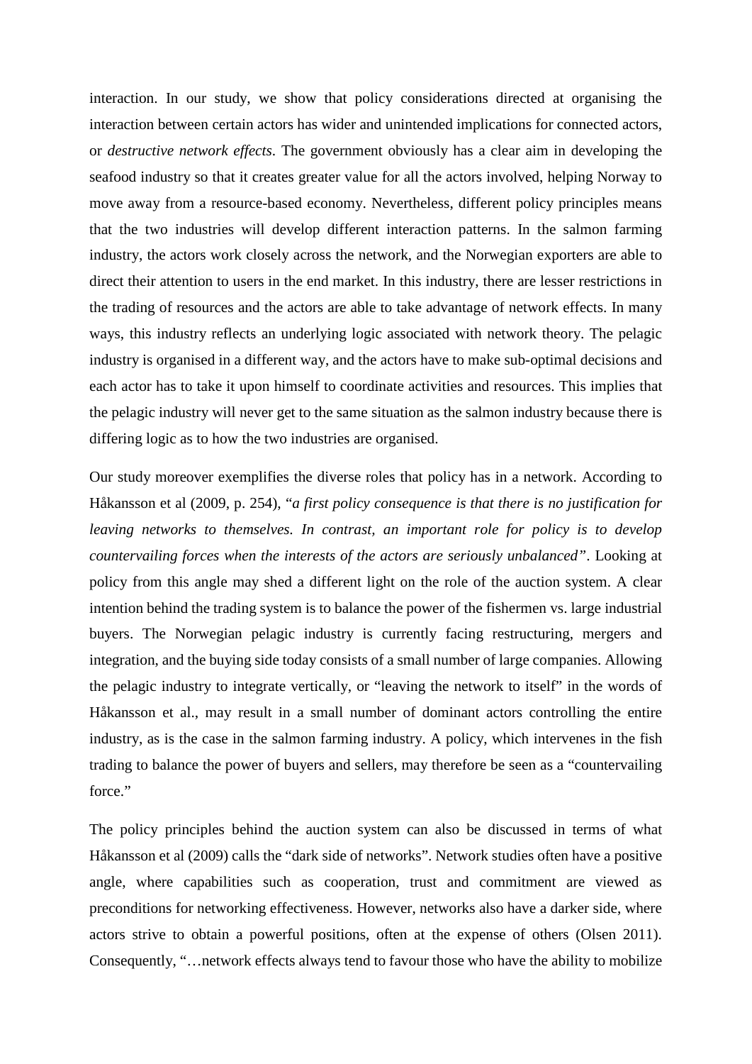interaction. In our study, we show that policy considerations directed at organising the interaction between certain actors has wider and unintended implications for connected actors, or *destructive network effects*. The government obviously has a clear aim in developing the seafood industry so that it creates greater value for all the actors involved, helping Norway to move away from a resource-based economy. Nevertheless, different policy principles means that the two industries will develop different interaction patterns. In the salmon farming industry, the actors work closely across the network, and the Norwegian exporters are able to direct their attention to users in the end market. In this industry, there are lesser restrictions in the trading of resources and the actors are able to take advantage of network effects. In many ways, this industry reflects an underlying logic associated with network theory. The pelagic industry is organised in a different way, and the actors have to make sub-optimal decisions and each actor has to take it upon himself to coordinate activities and resources. This implies that the pelagic industry will never get to the same situation as the salmon industry because there is differing logic as to how the two industries are organised.

Our study moreover exemplifies the diverse roles that policy has in a network. According to Håkansson et al (2009, p. 254), "*a first policy consequence is that there is no justification for leaving networks to themselves. In contrast, an important role for policy is to develop countervailing forces when the interests of the actors are seriously unbalanced*". Looking at policy from this angle may shed a different light on the role of the auction system. A clear intention behind the trading system is to balance the power of the fishermen vs. large industrial buyers. The Norwegian pelagic industry is currently facing restructuring, mergers and integration, and the buying side today consists of a small number of large companies. Allowing the pelagic industry to integrate vertically, or "leaving the network to itself" in the words of Håkansson et al., may result in a small number of dominant actors controlling the entire industry, as is the case in the salmon farming industry. A policy, which intervenes in the fish trading to balance the power of buyers and sellers, may therefore be seen as a "countervailing force."

The policy principles behind the auction system can also be discussed in terms of what Håkansson et al (2009) calls the "dark side of networks". Network studies often have a positive angle, where capabilities such as cooperation, trust and commitment are viewed as preconditions for networking effectiveness. However, networks also have a darker side, where actors strive to obtain a powerful positions, often at the expense of others (Olsen 2011). Consequently, "…network effects always tend to favour those who have the ability to mobilize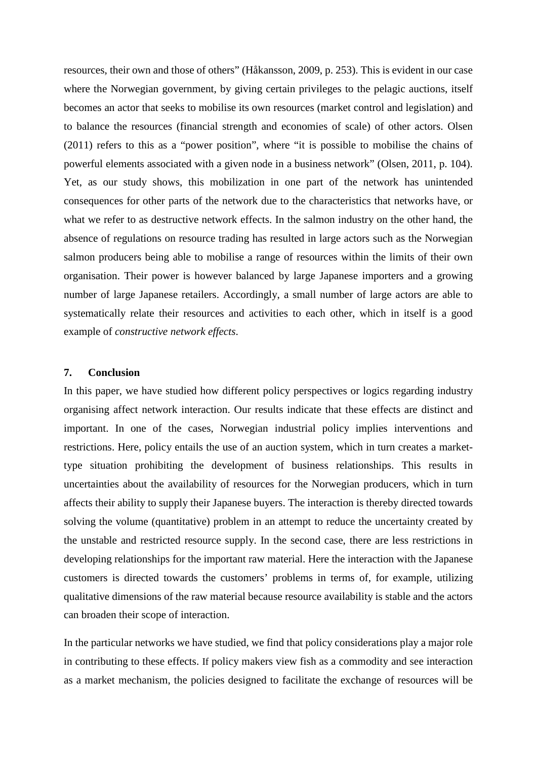resources, their own and those of others" (Håkansson, 2009, p. 253). This is evident in our case where the Norwegian government, by giving certain privileges to the pelagic auctions, itself becomes an actor that seeks to mobilise its own resources (market control and legislation) and to balance the resources (financial strength and economies of scale) of other actors. Olsen (2011) refers to this as a "power position", where "it is possible to mobilise the chains of powerful elements associated with a given node in a business network" (Olsen, 2011, p. 104). Yet, as our study shows, this mobilization in one part of the network has unintended consequences for other parts of the network due to the characteristics that networks have, or what we refer to as destructive network effects. In the salmon industry on the other hand, the absence of regulations on resource trading has resulted in large actors such as the Norwegian salmon producers being able to mobilise a range of resources within the limits of their own organisation. Their power is however balanced by large Japanese importers and a growing number of large Japanese retailers. Accordingly, a small number of large actors are able to systematically relate their resources and activities to each other, which in itself is a good example of *constructive network effects*.

## 7. Conclusion

In this paper, we have studied how different policy perspectives or logics regarding industry organising affect network interaction. Our results indicate that these effects are distinct and important. In one of the cases, Norwegian industrial policy implies interventions and restrictions. Here, policy entails the use of an auction system, which in turn creates a market-type situation prohibiting the development of business relationships. This results in uncertainties about the availability of resources for the Norwegian producers, which in turn affects their ability to supply their Japanese buyers. The interaction is thereby directed towards solving the volume (quantitative) problem in an attempt to reduce the uncertainty created by the unstable and restricted resource supply. In the second case, there are less restrictions in developing relationships for the important raw material. Here the interaction with the Japanese customers is directed towards the customers' problems in terms of, for example, utilizing qualitative dimensions of the raw material because resource availability is stable and the actors can broaden their scope of interaction.

In the particular networks we have studied, we find that policy considerations play a major role in contributing to these effects. If policy makers view fish as a commodity and see interaction as a market mechanism, the policies designed to facilitate the exchange of resources will be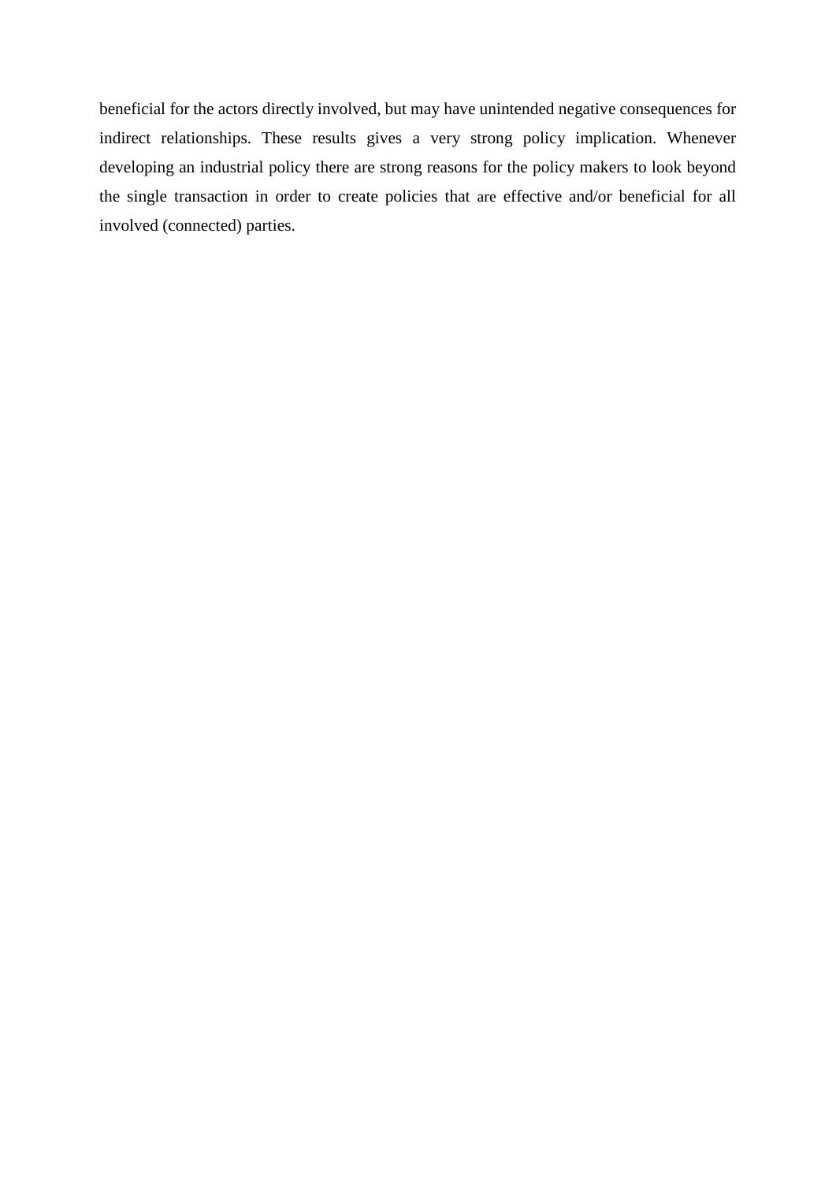beneficial for the actors directly involved, but may have unintended negative consequences for indirect relationships. These results gives a very strong policy implication. Whenever developing an industrial policy there are strong reasons for the policy makers to look beyond the single transaction in order to create policies that are effective and/or beneficial for all involved (connected) parties.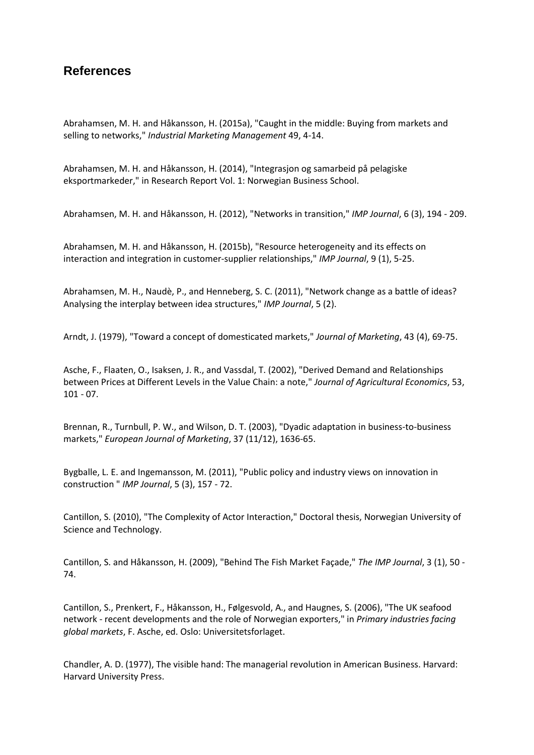## References

Abrahamsen, M. H. and Håkansson, H. (2015a), "Caught in the middle: Buying from markets and selling to networks," *Industrial Marketing Management* 49, 4-14.

Abrahamsen, M. H. and Håkansson, H. (2014), "Integrasjon og samarbeid på pelagiske eksportmarkeder," in Research Report Vol. 1: Norwegian Business School.

Abrahamsen, M. H. and Håkansson, H. (2012), "Networks in transition," *IMP Journal*, 6 (3), 194 - 209.

Abrahamsen, M. H. and Håkansson, H. (2015b), "Resource heterogeneity and its effects on interaction and integration in customer-supplier relationships," *IMP Journal*, 9 (1), 5-25.

Abrahamsen, M. H., Naudè, P., and Henneberg, S. C. (2011), "Network change as a battle of ideas? Analysing the interplay between idea structures," *IMP Journal*, 5 (2).

Arndt, J. (1979), "Toward a concept of domesticated markets," *Journal of Marketing*, 43 (4), 69-75.

Asche, F., Flaaten, O., Isaksen, J. R., and Vassdal, T. (2002), "Derived Demand and Relationships between Prices at Different Levels in the Value Chain: a note," *Journal of Agricultural Economics*, 53, 101 - 07.

Brennan, R., Turnbull, P. W., and Wilson, D. T. (2003), "Dyadic adaptation in business-to-business markets," *European Journal of Marketing*, 37 (11/12), 1636-65.

Bygballe, L. E. and Ingemansson, M. (2011), "Public policy and industry views on innovation in construction " *IMP Journal*, 5 (3), 157 - 72.

Cantillon, S. (2010), "The Complexity of Actor Interaction," Doctoral thesis, Norwegian University of Science and Technology.

Cantillon, S. and Håkansson, H. (2009), "Behind The Fish Market Façade," *The IMP Journal*, 3 (1), 50 - 74.

Cantillon, S., Prenkert, F., Håkansson, H., Følgesvold, A., and Haugnes, S. (2006), "The UK seafood network - recent developments and the role of Norwegian exporters," in *Primary industries facing global markets*, F. Asche, ed. Oslo: Universitetsforlaget.

Chandler, A. D. (1977), The visible hand: The managerial revolution in American Business. Harvard: Harvard University Press.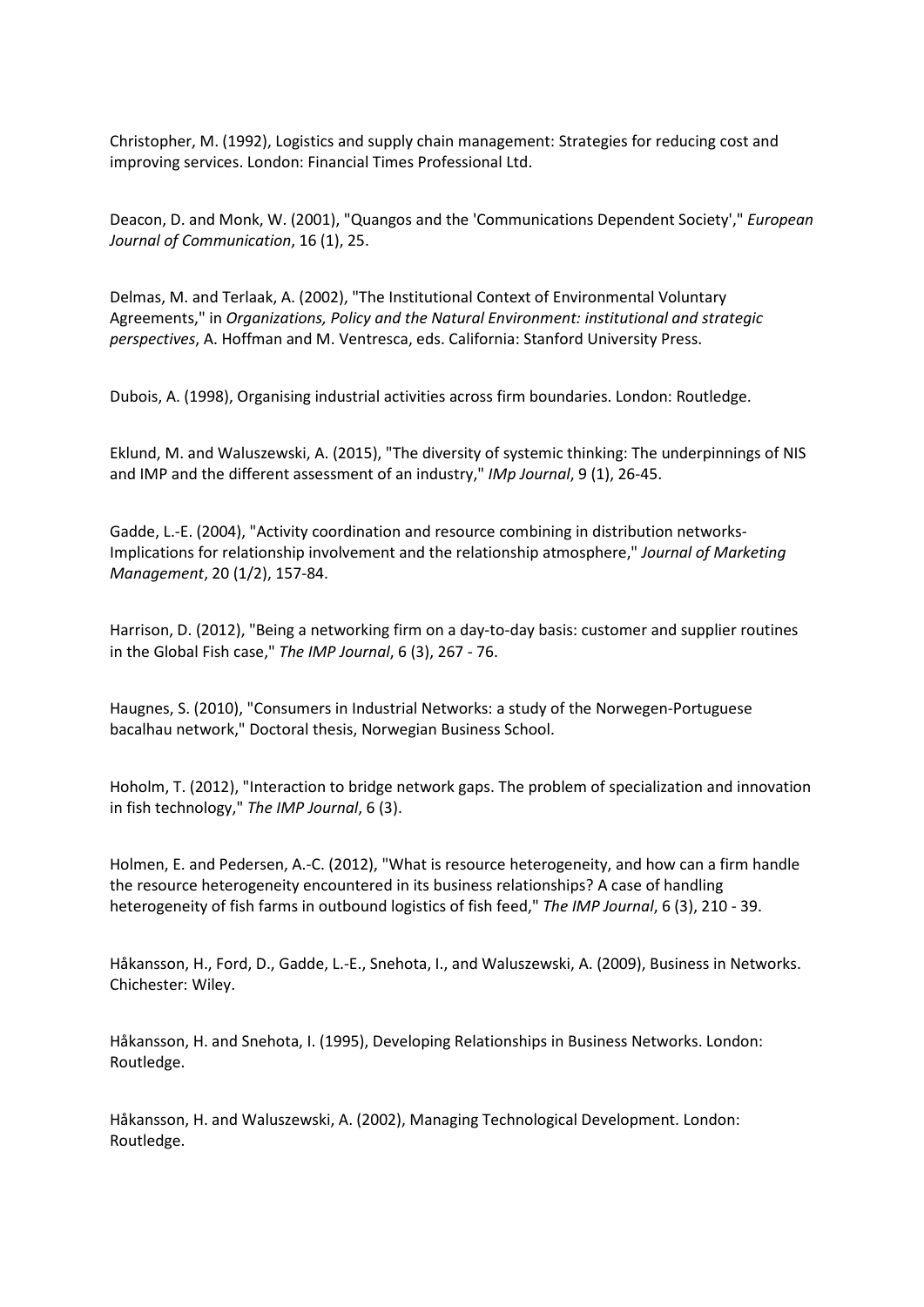Christopher, M. (1992), Logistics and supply chain management: Strategies for reducing cost and improving services. London: Financial Times Professional Ltd.

Deacon, D. and Monk, W. (2001), "Quangos and the 'Communications Dependent Society'," *European Journal of Communication*, 16 (1), 25.

Delmas, M. and Terlaak, A. (2002), "The Institutional Context of Environmental Voluntary Agreements," in *Organizations, Policy and the Natural Environment: institutional and strategic perspectives*, A. Hoffman and M. Ventresca, eds. California: Stanford University Press.

Dubois, A. (1998), Organising industrial activities across firm boundaries. London: Routledge.

Eklund, M. and Waluszewski, A. (2015), "The diversity of systemic thinking: The underpinnings of NIS and IMP and the different assessment of an industry," *IMp Journal*, 9 (1), 26-45.

Gadde, L.-E. (2004), "Activity coordination and resource combining in distribution networks-Implications for relationship involvement and the relationship atmosphere," *Journal of Marketing Management*, 20 (1/2), 157-84.

Harrison, D. (2012), "Being a networking firm on a day-to-day basis: customer and supplier routines in the Global Fish case," *The IMP Journal*, 6 (3), 267 - 76.

Haugnes, S. (2010), "Consumers in Industrial Networks: a study of the Norwegen-Portuguese bacalhau network," Doctoral thesis, Norwegian Business School.

Hoholm, T. (2012), "Interaction to bridge network gaps. The problem of specialization and innovation in fish technology," *The IMP Journal*, 6 (3).

Holmen, E. and Pedersen, A.-C. (2012), "What is resource heterogeneity, and how can a firm handle the resource heterogeneity encountered in its business relationships? A case of handling heterogeneity of fish farms in outbound logistics of fish feed," *The IMP Journal*, 6 (3), 210 - 39.

Håkansson, H., Ford, D., Gadde, L.-E., Snehota, I., and Waluszewski, A. (2009), Business in Networks. Chichester: Wiley.

Håkansson, H. and Snehota, I. (1995), Developing Relationships in Business Networks. London: Routledge.

Håkansson, H. and Waluszewski, A. (2002), Managing Technological Development. London: Routledge.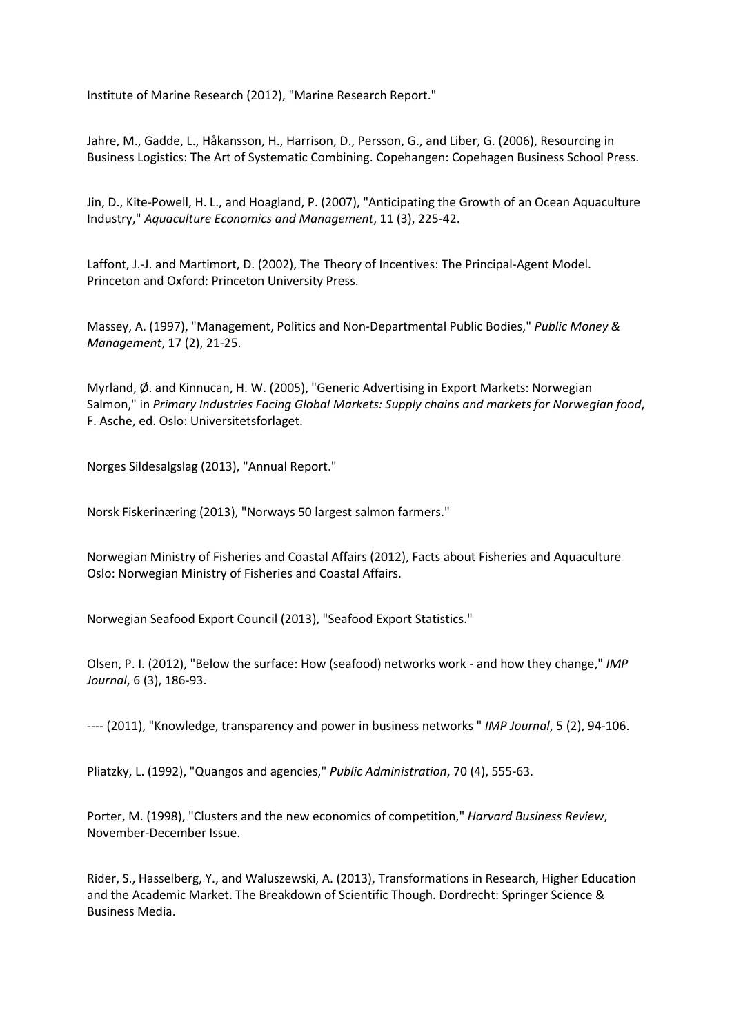Institute of Marine Research (2012), "Marine Research Report."

Jahre, M., Gadde, L., Håkansson, H., Harrison, D., Persson, G., and Liber, G. (2006), Resourcing in Business Logistics: The Art of Systematic Combining. Copehangen: Copehagen Business School Press.

Jin, D., Kite-Powell, H. L., and Hoagland, P. (2007), "Anticipating the Growth of an Ocean Aquaculture Industry," *Aquaculture Economics and Management*, 11 (3), 225-42.

Laffont, J.-J. and Martimort, D. (2002), The Theory of Incentives: The Principal-Agent Model. Princeton and Oxford: Princeton University Press.

Massey, A. (1997), "Management, Politics and Non-Departmental Public Bodies," *Public Money & Management*, 17 (2), 21-25.

Myrland, Ø. and Kinnucan, H. W. (2005), "Generic Advertising in Export Markets: Norwegian Salmon," in *Primary Industries Facing Global Markets: Supply chains and markets for Norwegian food*, F. Asche, ed. Oslo: Universitetsforlaget.

Norges Sildesalgslag (2013), "Annual Report."

Norsk Fiskerinæring (2013), "Norways 50 largest salmon farmers."

Norwegian Ministry of Fisheries and Coastal Affairs (2012), Facts about Fisheries and Aquaculture Oslo: Norwegian Ministry of Fisheries and Coastal Affairs.

Norwegian Seafood Export Council (2013), "Seafood Export Statistics."

Olsen, P. I. (2012), "Below the surface: How (seafood) networks work - and how they change," *IMP Journal*, 6 (3), 186-93.

---- (2011), "Knowledge, transparency and power in business networks " *IMP Journal*, 5 (2), 94-106.

Pliatzky, L. (1992), "Quangos and agencies," *Public Administration*, 70 (4), 555-63.

Porter, M. (1998), "Clusters and the new economics of competition," *Harvard Business Review*, November-December Issue.

Rider, S., Hasselberg, Y., and Waluszewski, A. (2013), Transformations in Research, Higher Education and the Academic Market. The Breakdown of Scientific Though. Dordrecht: Springer Science & Business Media.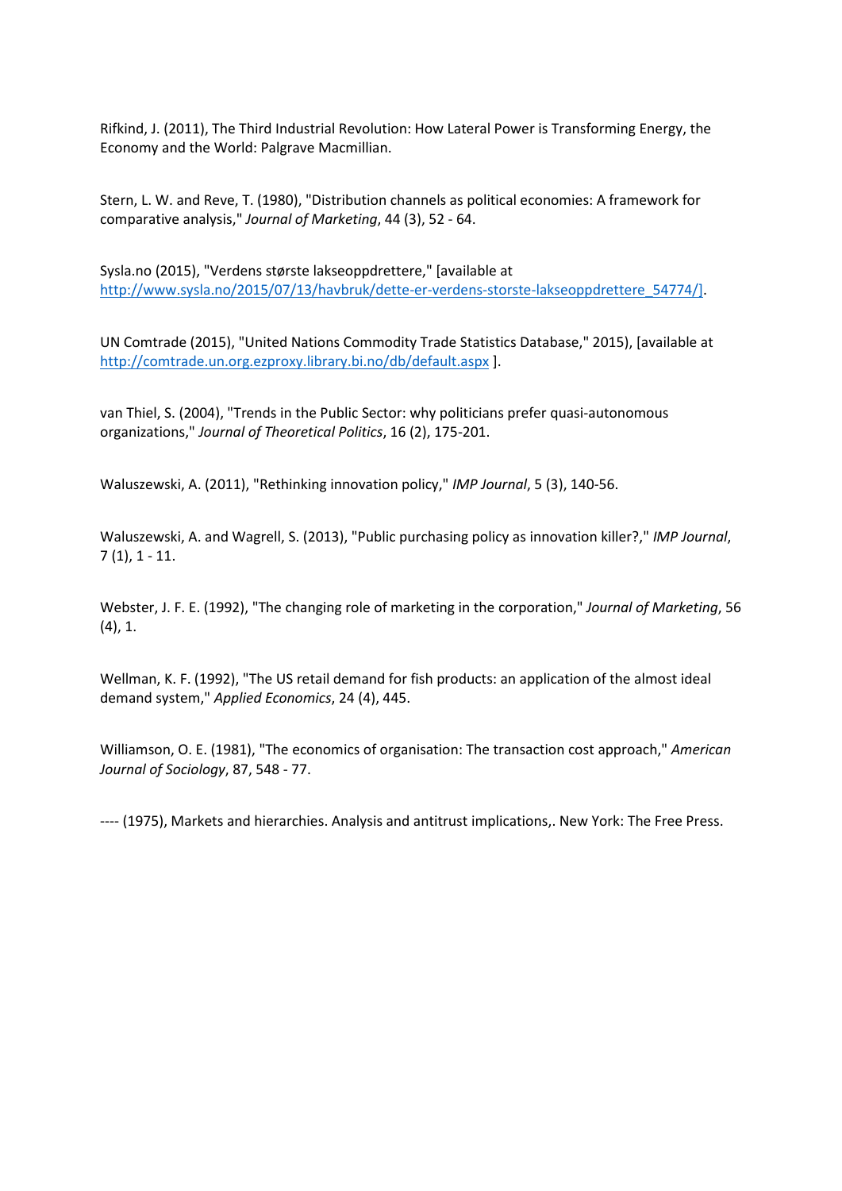Rifkind, J. (2011), The Third Industrial Revolution: How Lateral Power is Transforming Energy, the Economy and the World: Palgrave Macmillian.

Stern, L. W. and Reve, T. (1980), "Distribution channels as political economies: A framework for comparative analysis," *Journal of Marketing*, 44 (3), 52 - 64.

Sysla.no (2015), "Verdens største lakseoppdrettere," [available at http://www.sysla.no/2015/07/13/havbruk/dette-er-verdens-storste-lakseoppdrettere_54774/].

UN Comtrade (2015), "United Nations Commodity Trade Statistics Database," 2015), [available at http://comtrade.un.org.ezproxy.library.bi.no/db/default.aspx ].

van Thiel, S. (2004), "Trends in the Public Sector: why politicians prefer quasi-autonomous organizations," *Journal of Theoretical Politics*, 16 (2), 175-201.

Waluszewski, A. (2011), "Rethinking innovation policy," *IMP Journal*, 5 (3), 140-56.

Waluszewski, A. and Wagrell, S. (2013), "Public purchasing policy as innovation killer?," *IMP Journal*, 7 (1), 1 - 11.

Webster, J. F. E. (1992), "The changing role of marketing in the corporation," *Journal of Marketing*, 56 (4), 1.

Wellman, K. F. (1992), "The US retail demand for fish products: an application of the almost ideal demand system," *Applied Economics*, 24 (4), 445.

Williamson, O. E. (1981), "The economics of organisation: The transaction cost approach," *American Journal of Sociology*, 87, 548 - 77.

---- (1975), Markets and hierarchies. Analysis and antitrust implications,. New York: The Free Press.